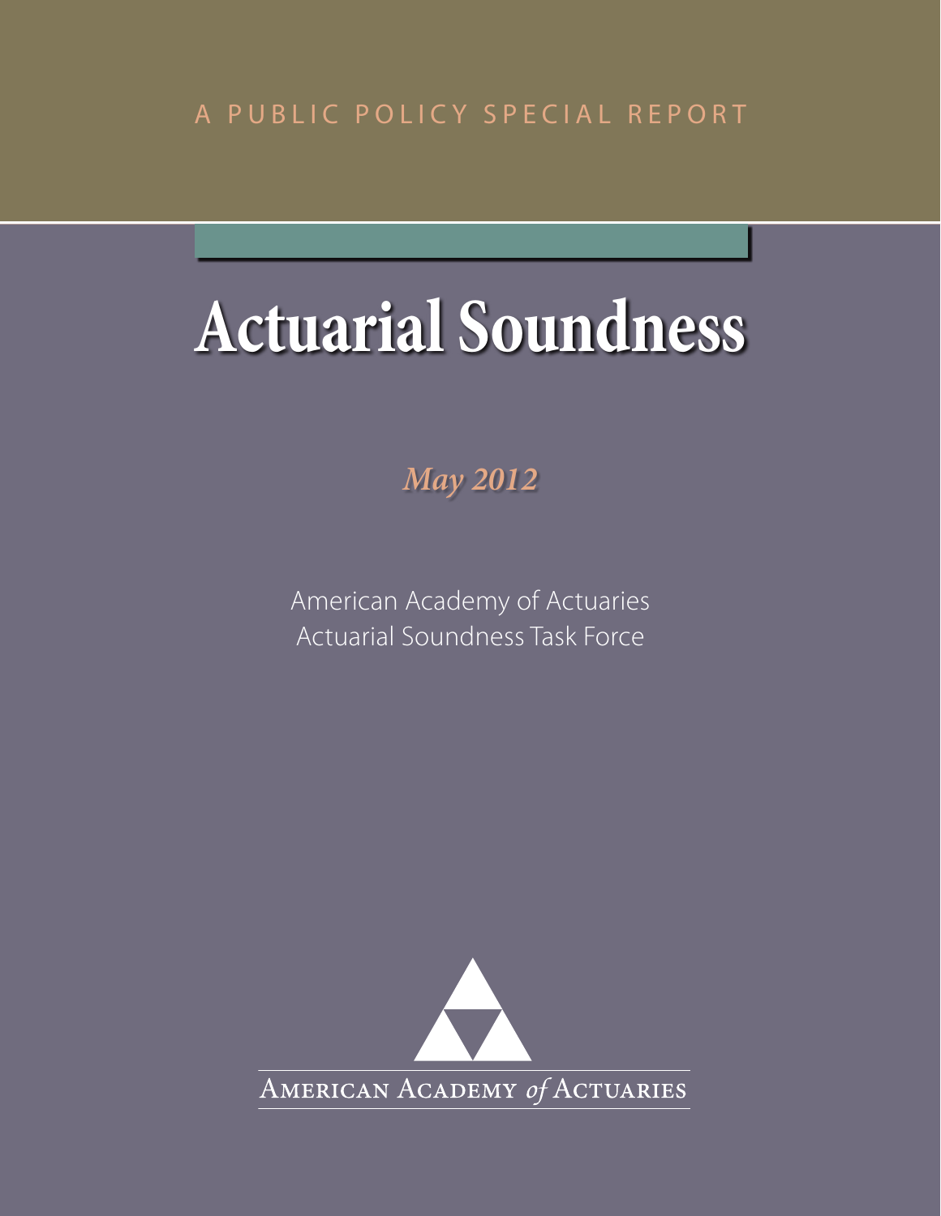A PUBLIC POLICY SPECIAL REPORT

# Actuarial Soundness

*May 2012*

American Academy of Actuaries
Actuarial Soundness Task Force

AMERICAN ACADEMY *of* ACTUARIES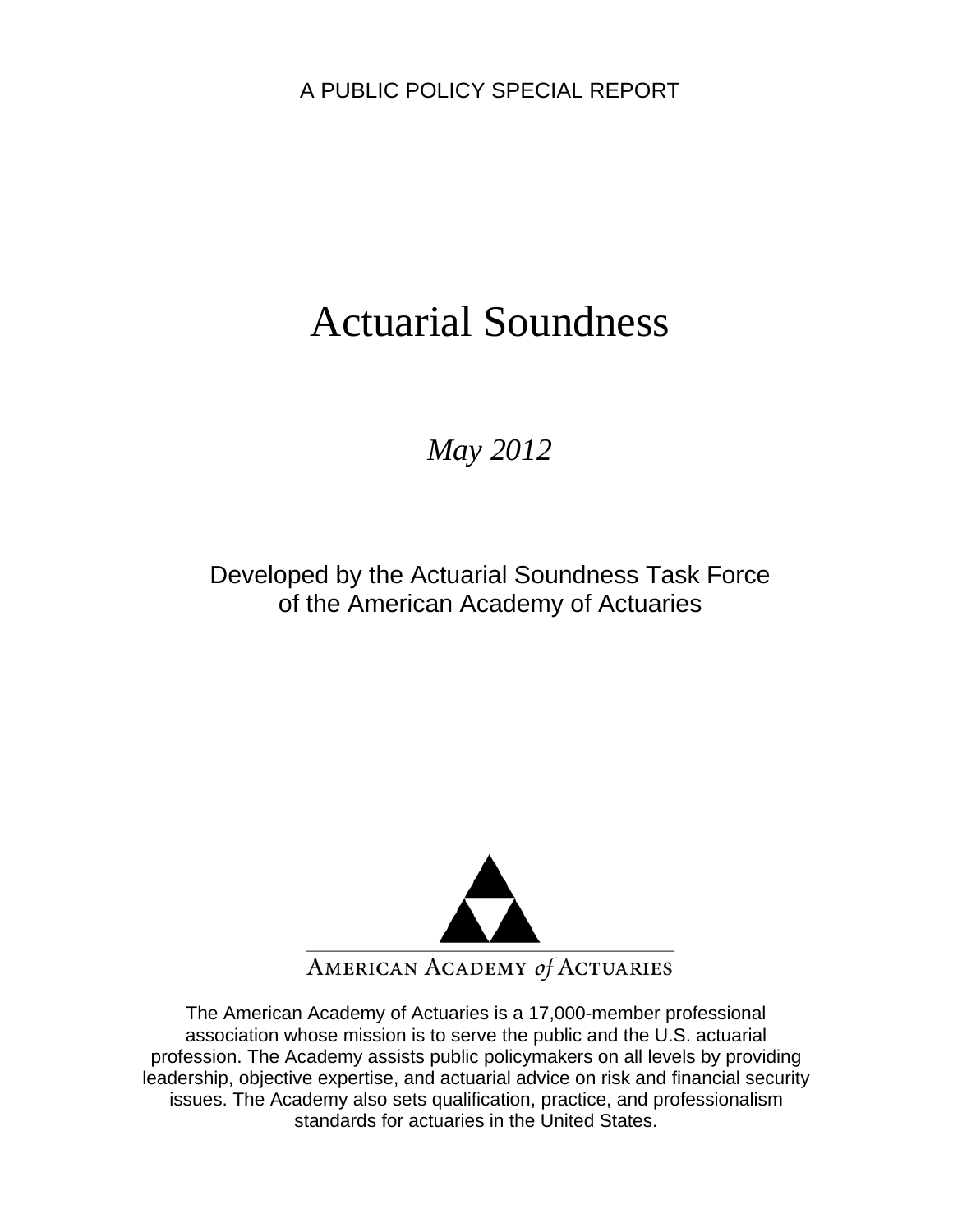A PUBLIC POLICY SPECIAL REPORT

# Actuarial Soundness

*May 2012*

Developed by the Actuarial Soundness Task Force
of the American Academy of Actuaries

AMERICAN ACADEMY *of* ACTUARIES

The American Academy of Actuaries is a 17,000-member professional association whose mission is to serve the public and the U.S. actuarial profession. The Academy assists public policymakers on all levels by providing leadership, objective expertise, and actuarial advice on risk and financial security issues. The Academy also sets qualification, practice, and professionalism standards for actuaries in the United States.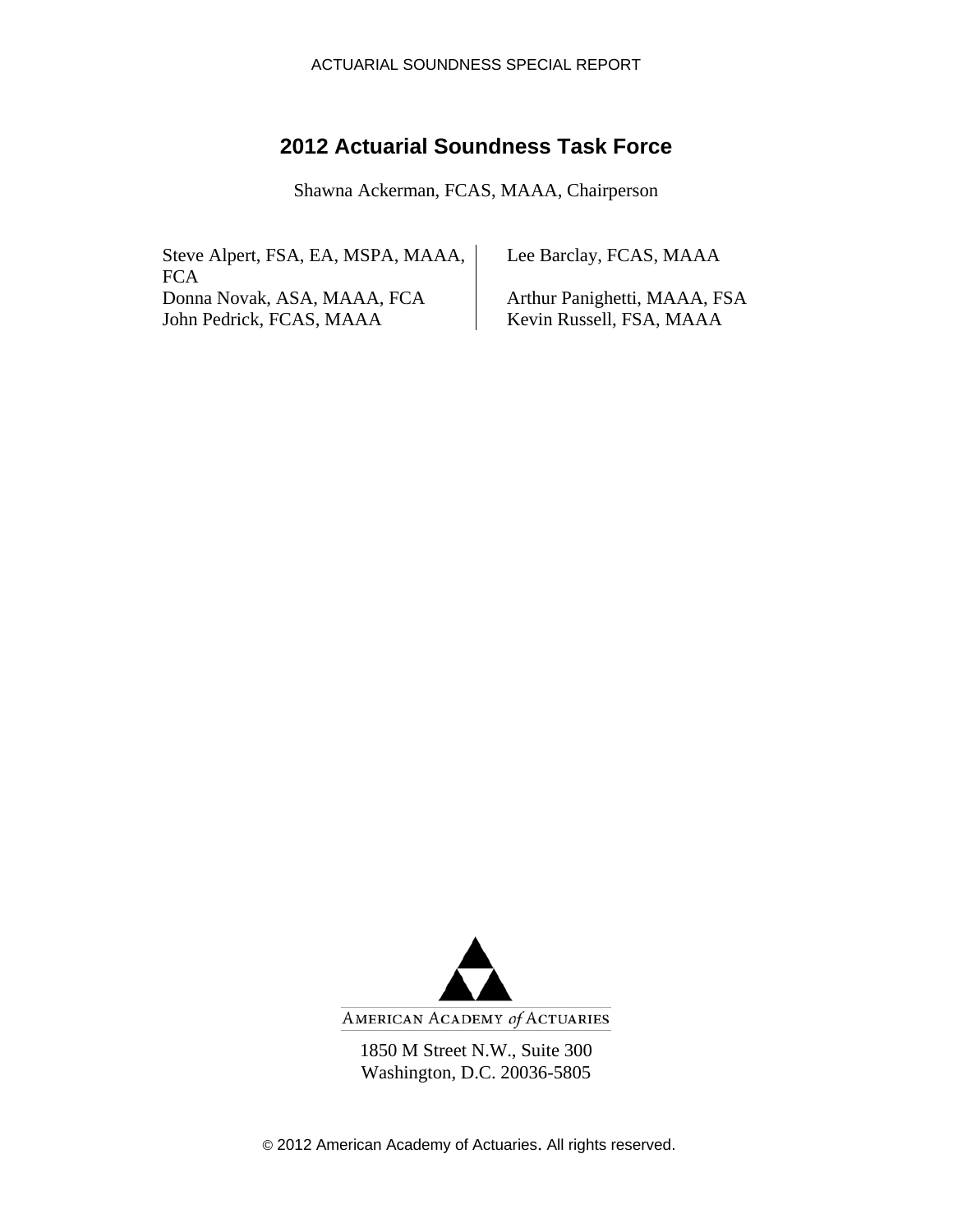## 2012 Actuarial Soundness Task Force

Shawna Ackerman, FCAS, MAAA, Chairperson

| | |
|---|---|
| Steve Alpert, FSA, EA, MSPA, MAAA, FCA | Lee Barclay, FCAS, MAAA |
| Donna Novak, ASA, MAAA, FCA | Arthur Panighetti, MAAA, FSA |
| John Pedrick, FCAS, MAAA | Kevin Russell, FSA, MAAA |

AMERICAN ACADEMY *of* ACTUARIES

1850 M Street N.W., Suite 300
Washington, D.C. 20036-5805

© 2012 American Academy of Actuaries. All rights reserved.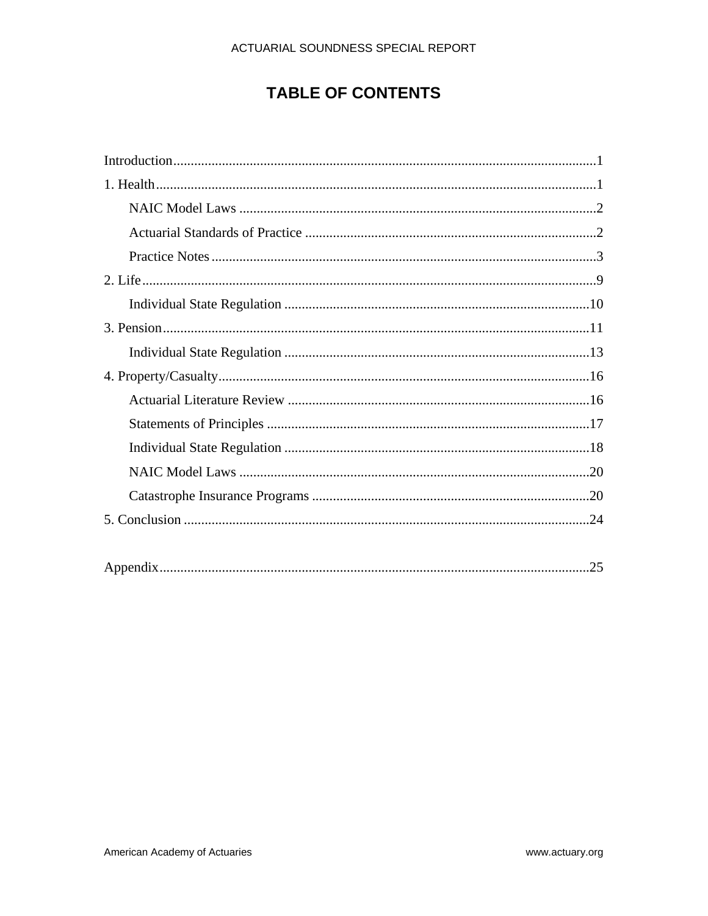# TABLE OF CONTENTS

Introduction ... 1

1. Health ... 1
   - NAIC Model Laws ... 2
   - Actuarial Standards of Practice ... 2
   - Practice Notes ... 3
2. Life ... 9
   - Individual State Regulation ... 10
3. Pension ... 11
   - Individual State Regulation ... 13
4. Property/Casualty ... 16
   - Actuarial Literature Review ... 16
   - Statements of Principles ... 17
   - Individual State Regulation ... 18
   - NAIC Model Laws ... 20
   - Catastrophe Insurance Programs ... 20
5. Conclusion ... 24

Appendix ... 25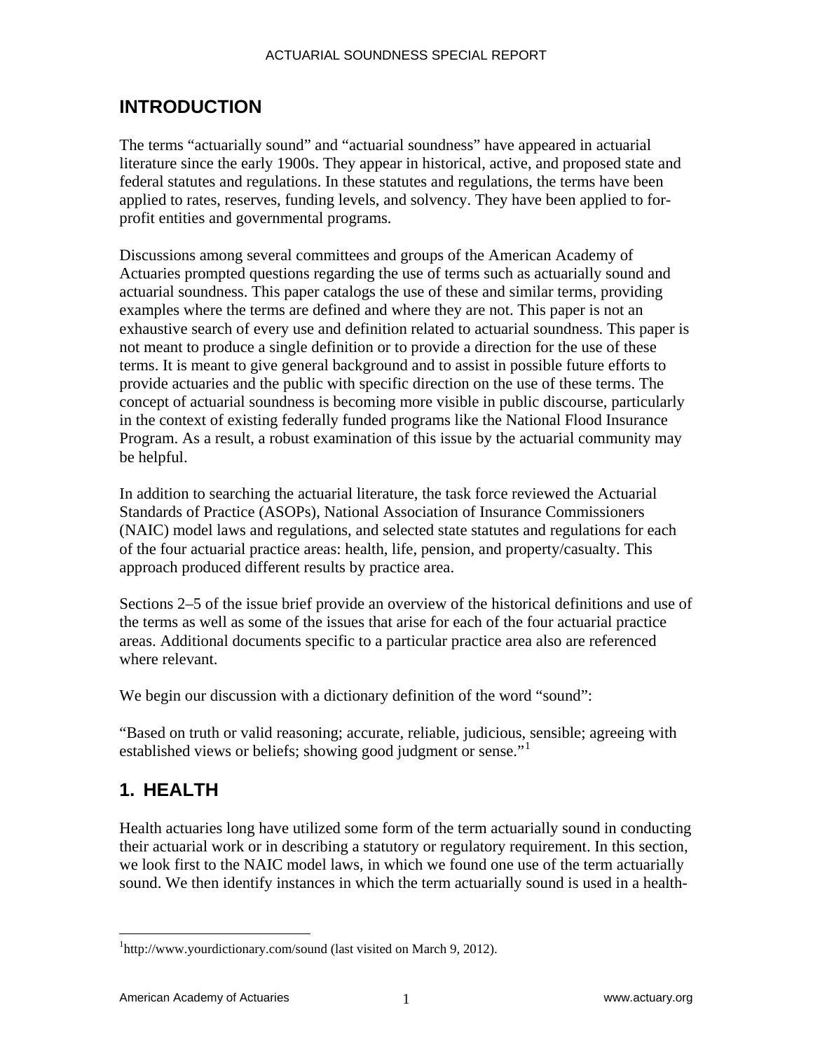## INTRODUCTION

The terms "actuarially sound" and "actuarial soundness" have appeared in actuarial literature since the early 1900s. They appear in historical, active, and proposed state and federal statutes and regulations. In these statutes and regulations, the terms have been applied to rates, reserves, funding levels, and solvency. They have been applied to for-profit entities and governmental programs.

Discussions among several committees and groups of the American Academy of Actuaries prompted questions regarding the use of terms such as actuarially sound and actuarial soundness. This paper catalogs the use of these and similar terms, providing examples where the terms are defined and where they are not. This paper is not an exhaustive search of every use and definition related to actuarial soundness. This paper is not meant to produce a single definition or to provide a direction for the use of these terms. It is meant to give general background and to assist in possible future efforts to provide actuaries and the public with specific direction on the use of these terms. The concept of actuarial soundness is becoming more visible in public discourse, particularly in the context of existing federally funded programs like the National Flood Insurance Program. As a result, a robust examination of this issue by the actuarial community may be helpful.

In addition to searching the actuarial literature, the task force reviewed the Actuarial Standards of Practice (ASOPs), National Association of Insurance Commissioners (NAIC) model laws and regulations, and selected state statutes and regulations for each of the four actuarial practice areas: health, life, pension, and property/casualty. This approach produced different results by practice area.

Sections 2–5 of the issue brief provide an overview of the historical definitions and use of the terms as well as some of the issues that arise for each of the four actuarial practice areas. Additional documents specific to a particular practice area also are referenced where relevant.

We begin our discussion with a dictionary definition of the word "sound":

"Based on truth or valid reasoning; accurate, reliable, judicious, sensible; agreeing with established views or beliefs; showing good judgment or sense."[1]

## 1. HEALTH

Health actuaries long have utilized some form of the term actuarially sound in conducting their actuarial work or in describing a statutory or regulatory requirement. In this section, we look first to the NAIC model laws, in which we found one use of the term actuarially sound. We then identify instances in which the term actuarially sound is used in a health-

[1] http://www.yourdictionary.com/sound (last visited on March 9, 2012).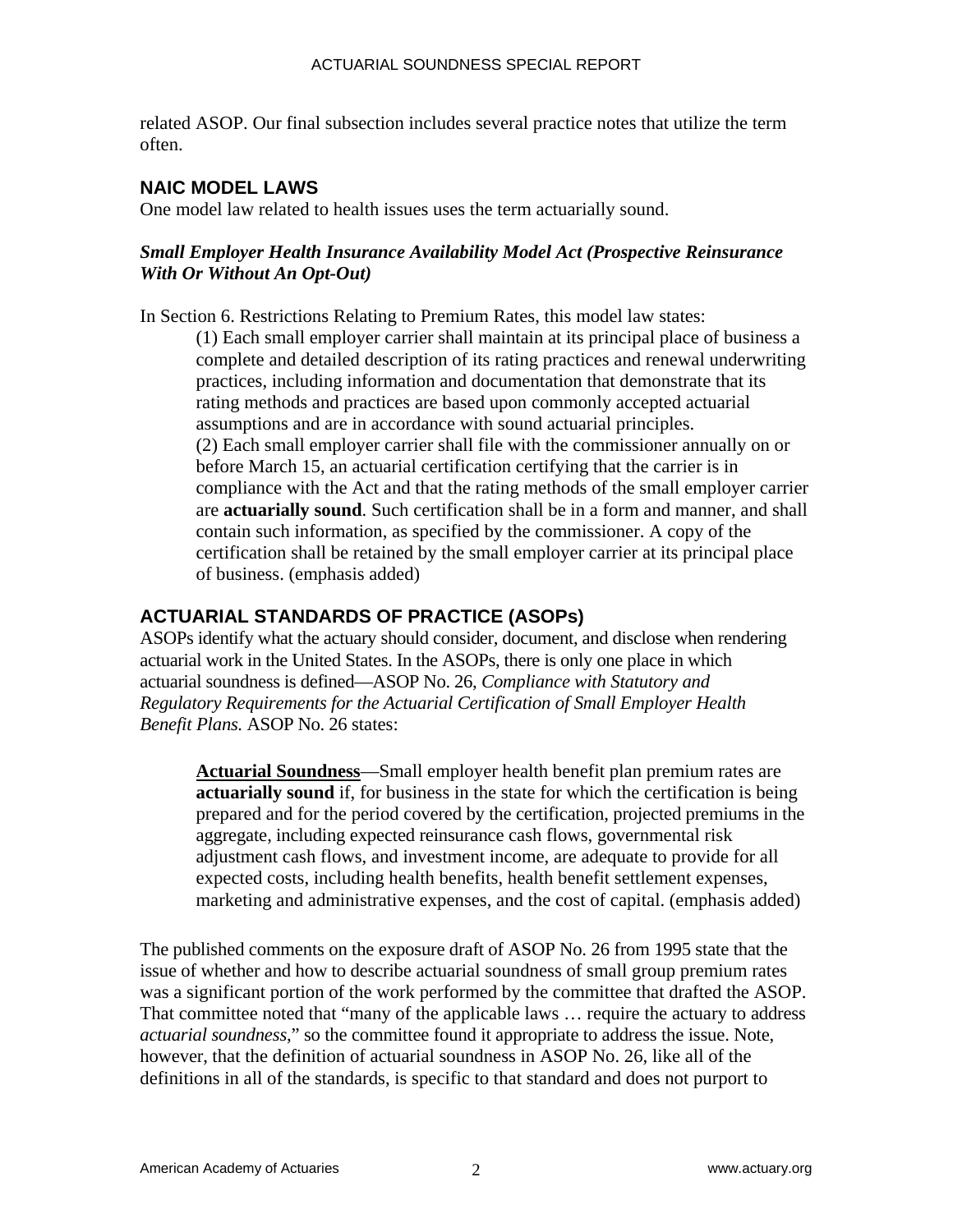related ASOP. Our final subsection includes several practice notes that utilize the term often.

## NAIC MODEL LAWS

One model law related to health issues uses the term actuarially sound.

### *Small Employer Health Insurance Availability Model Act (Prospective Reinsurance With Or Without An Opt-Out)*

In Section 6. Restrictions Relating to Premium Rates, this model law states:

> (1) Each small employer carrier shall maintain at its principal place of business a complete and detailed description of its rating practices and renewal underwriting practices, including information and documentation that demonstrate that its rating methods and practices are based upon commonly accepted actuarial assumptions and are in accordance with sound actuarial principles.
> (2) Each small employer carrier shall file with the commissioner annually on or before March 15, an actuarial certification certifying that the carrier is in compliance with the Act and that the rating methods of the small employer carrier are **actuarially sound**. Such certification shall be in a form and manner, and shall contain such information, as specified by the commissioner. A copy of the certification shall be retained by the small employer carrier at its principal place of business. (emphasis added)

## ACTUARIAL STANDARDS OF PRACTICE (ASOPs)

ASOPs identify what the actuary should consider, document, and disclose when rendering actuarial work in the United States. In the ASOPs, there is only one place in which actuarial soundness is defined—ASOP No. 26, *Compliance with Statutory and Regulatory Requirements for the Actuarial Certification of Small Employer Health Benefit Plans.* ASOP No. 26 states:

> **Actuarial Soundness**—Small employer health benefit plan premium rates are **actuarially sound** if, for business in the state for which the certification is being prepared and for the period covered by the certification, projected premiums in the aggregate, including expected reinsurance cash flows, governmental risk adjustment cash flows, and investment income, are adequate to provide for all expected costs, including health benefits, health benefit settlement expenses, marketing and administrative expenses, and the cost of capital. (emphasis added)

The published comments on the exposure draft of ASOP No. 26 from 1995 state that the issue of whether and how to describe actuarial soundness of small group premium rates was a significant portion of the work performed by the committee that drafted the ASOP. That committee noted that "many of the applicable laws … require the actuary to address *actuarial soundness*," so the committee found it appropriate to address the issue. Note, however, that the definition of actuarial soundness in ASOP No. 26, like all of the definitions in all of the standards, is specific to that standard and does not purport to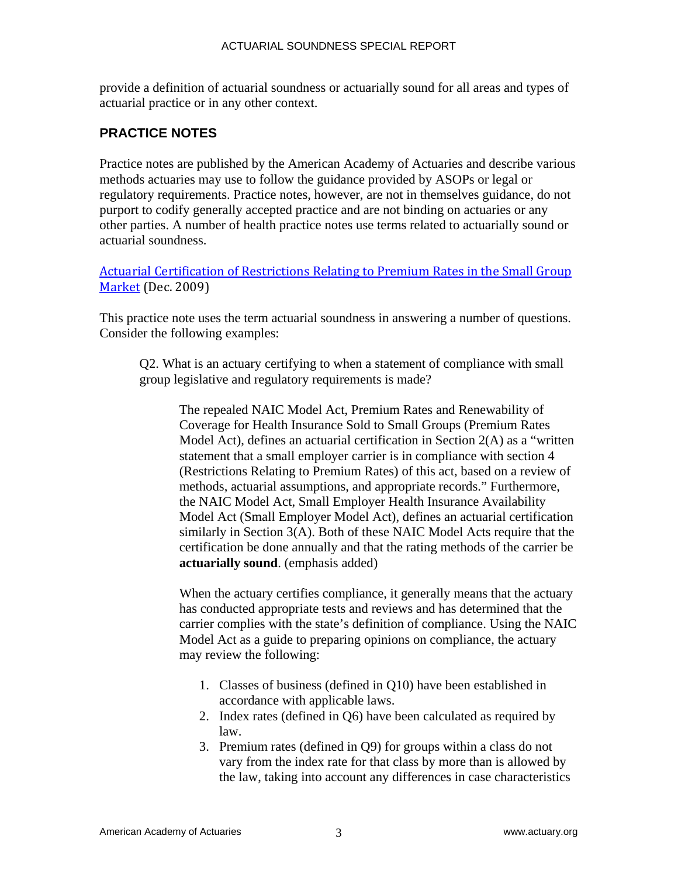provide a definition of actuarial soundness or actuarially sound for all areas and types of actuarial practice or in any other context.

## PRACTICE NOTES

Practice notes are published by the American Academy of Actuaries and describe various methods actuaries may use to follow the guidance provided by ASOPs or legal or regulatory requirements. Practice notes, however, are not in themselves guidance, do not purport to codify generally accepted practice and are not binding on actuaries or any other parties. A number of health practice notes use terms related to actuarially sound or actuarial soundness.

Actuarial Certification of Restrictions Relating to Premium Rates in the Small Group Market (Dec. 2009)

This practice note uses the term actuarial soundness in answering a number of questions. Consider the following examples:

> Q2. What is an actuary certifying to when a statement of compliance with small group legislative and regulatory requirements is made?
>
> > The repealed NAIC Model Act, Premium Rates and Renewability of Coverage for Health Insurance Sold to Small Groups (Premium Rates Model Act), defines an actuarial certification in Section 2(A) as a "written statement that a small employer carrier is in compliance with section 4 (Restrictions Relating to Premium Rates) of this act, based on a review of methods, actuarial assumptions, and appropriate records." Furthermore, the NAIC Model Act, Small Employer Health Insurance Availability Model Act (Small Employer Model Act), defines an actuarial certification similarly in Section 3(A). Both of these NAIC Model Acts require that the certification be done annually and that the rating methods of the carrier be **actuarially sound**. (emphasis added)
> >
> > When the actuary certifies compliance, it generally means that the actuary has conducted appropriate tests and reviews and has determined that the carrier complies with the state's definition of compliance. Using the NAIC Model Act as a guide to preparing opinions on compliance, the actuary may review the following:
> >
> > 1. Classes of business (defined in Q10) have been established in accordance with applicable laws.
> > 2. Index rates (defined in Q6) have been calculated as required by law.
> > 3. Premium rates (defined in Q9) for groups within a class do not vary from the index rate for that class by more than is allowed by the law, taking into account any differences in case characteristics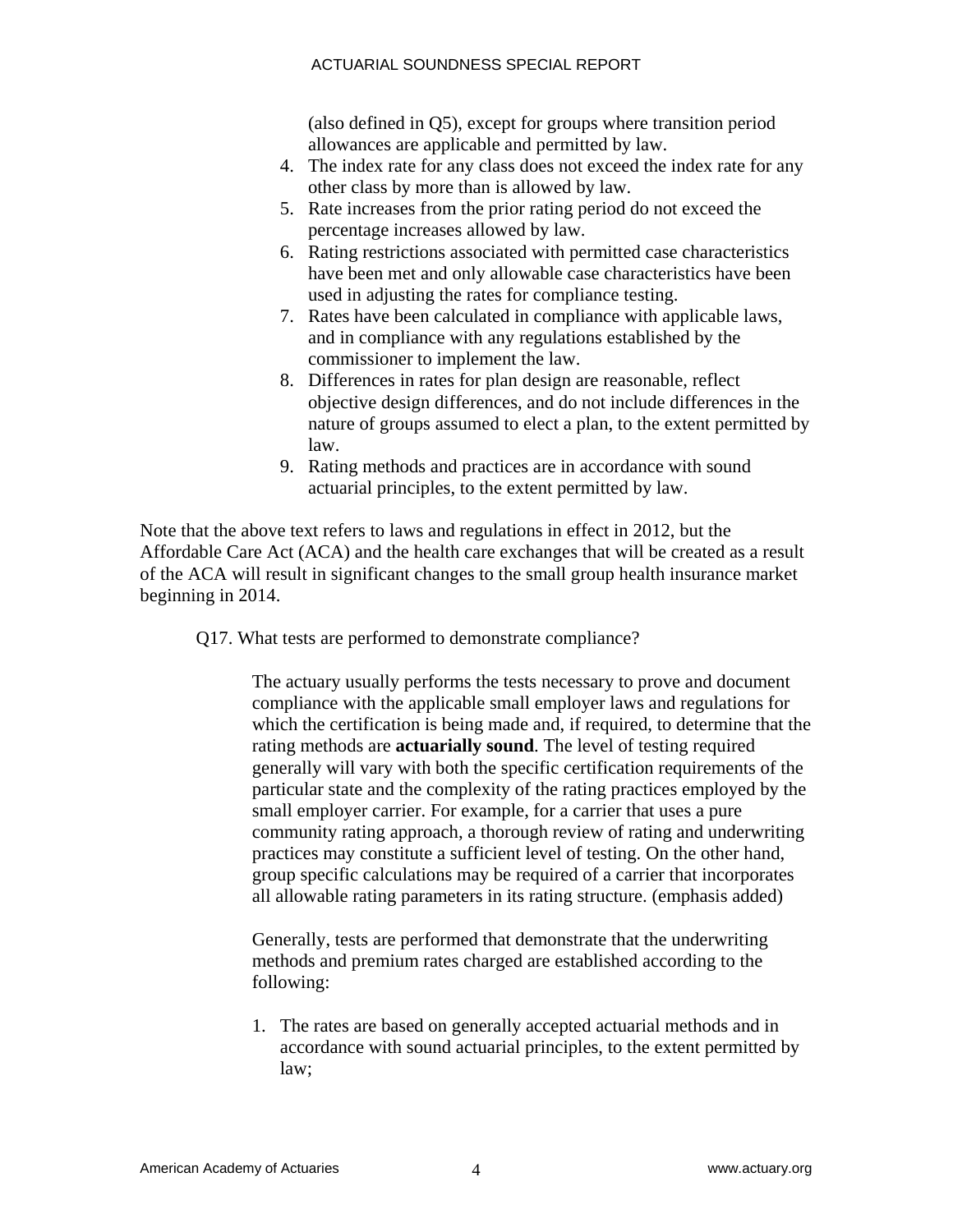(also defined in Q5), except for groups where transition period allowances are applicable and permitted by law.

4. The index rate for any class does not exceed the index rate for any other class by more than is allowed by law.
5. Rate increases from the prior rating period do not exceed the percentage increases allowed by law.
6. Rating restrictions associated with permitted case characteristics have been met and only allowable case characteristics have been used in adjusting the rates for compliance testing.
7. Rates have been calculated in compliance with applicable laws, and in compliance with any regulations established by the commissioner to implement the law.
8. Differences in rates for plan design are reasonable, reflect objective design differences, and do not include differences in the nature of groups assumed to elect a plan, to the extent permitted by law.
9. Rating methods and practices are in accordance with sound actuarial principles, to the extent permitted by law.

Note that the above text refers to laws and regulations in effect in 2012, but the Affordable Care Act (ACA) and the health care exchanges that will be created as a result of the ACA will result in significant changes to the small group health insurance market beginning in 2014.

Q17. What tests are performed to demonstrate compliance?

> The actuary usually performs the tests necessary to prove and document compliance with the applicable small employer laws and regulations for which the certification is being made and, if required, to determine that the rating methods are **actuarially sound**. The level of testing required generally will vary with both the specific certification requirements of the particular state and the complexity of the rating practices employed by the small employer carrier. For example, for a carrier that uses a pure community rating approach, a thorough review of rating and underwriting practices may constitute a sufficient level of testing. On the other hand, group specific calculations may be required of a carrier that incorporates all allowable rating parameters in its rating structure. (emphasis added)
>
> Generally, tests are performed that demonstrate that the underwriting methods and premium rates charged are established according to the following:
>
> 1. The rates are based on generally accepted actuarial methods and in accordance with sound actuarial principles, to the extent permitted by law;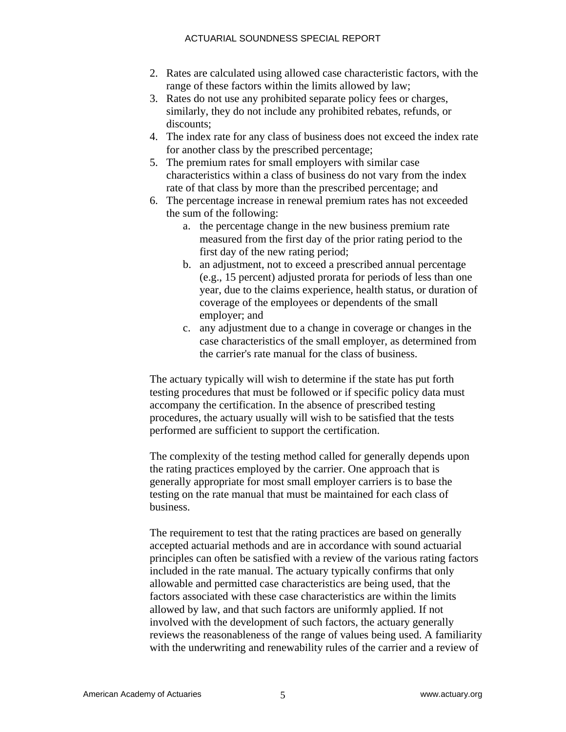2. Rates are calculated using allowed case characteristic factors, with the range of these factors within the limits allowed by law;
3. Rates do not use any prohibited separate policy fees or charges, similarly, they do not include any prohibited rebates, refunds, or discounts;
4. The index rate for any class of business does not exceed the index rate for another class by the prescribed percentage;
5. The premium rates for small employers with similar case characteristics within a class of business do not vary from the index rate of that class by more than the prescribed percentage; and
6. The percentage increase in renewal premium rates has not exceeded the sum of the following:
    a. the percentage change in the new business premium rate measured from the first day of the prior rating period to the first day of the new rating period;
    b. an adjustment, not to exceed a prescribed annual percentage (e.g., 15 percent) adjusted prorata for periods of less than one year, due to the claims experience, health status, or duration of coverage of the employees or dependents of the small employer; and
    c. any adjustment due to a change in coverage or changes in the case characteristics of the small employer, as determined from the carrier's rate manual for the class of business.

The actuary typically will wish to determine if the state has put forth testing procedures that must be followed or if specific policy data must accompany the certification. In the absence of prescribed testing procedures, the actuary usually will wish to be satisfied that the tests performed are sufficient to support the certification.

The complexity of the testing method called for generally depends upon the rating practices employed by the carrier. One approach that is generally appropriate for most small employer carriers is to base the testing on the rate manual that must be maintained for each class of business.

The requirement to test that the rating practices are based on generally accepted actuarial methods and are in accordance with sound actuarial principles can often be satisfied with a review of the various rating factors included in the rate manual. The actuary typically confirms that only allowable and permitted case characteristics are being used, that the factors associated with these case characteristics are within the limits allowed by law, and that such factors are uniformly applied. If not involved with the development of such factors, the actuary generally reviews the reasonableness of the range of values being used. A familiarity with the underwriting and renewability rules of the carrier and a review of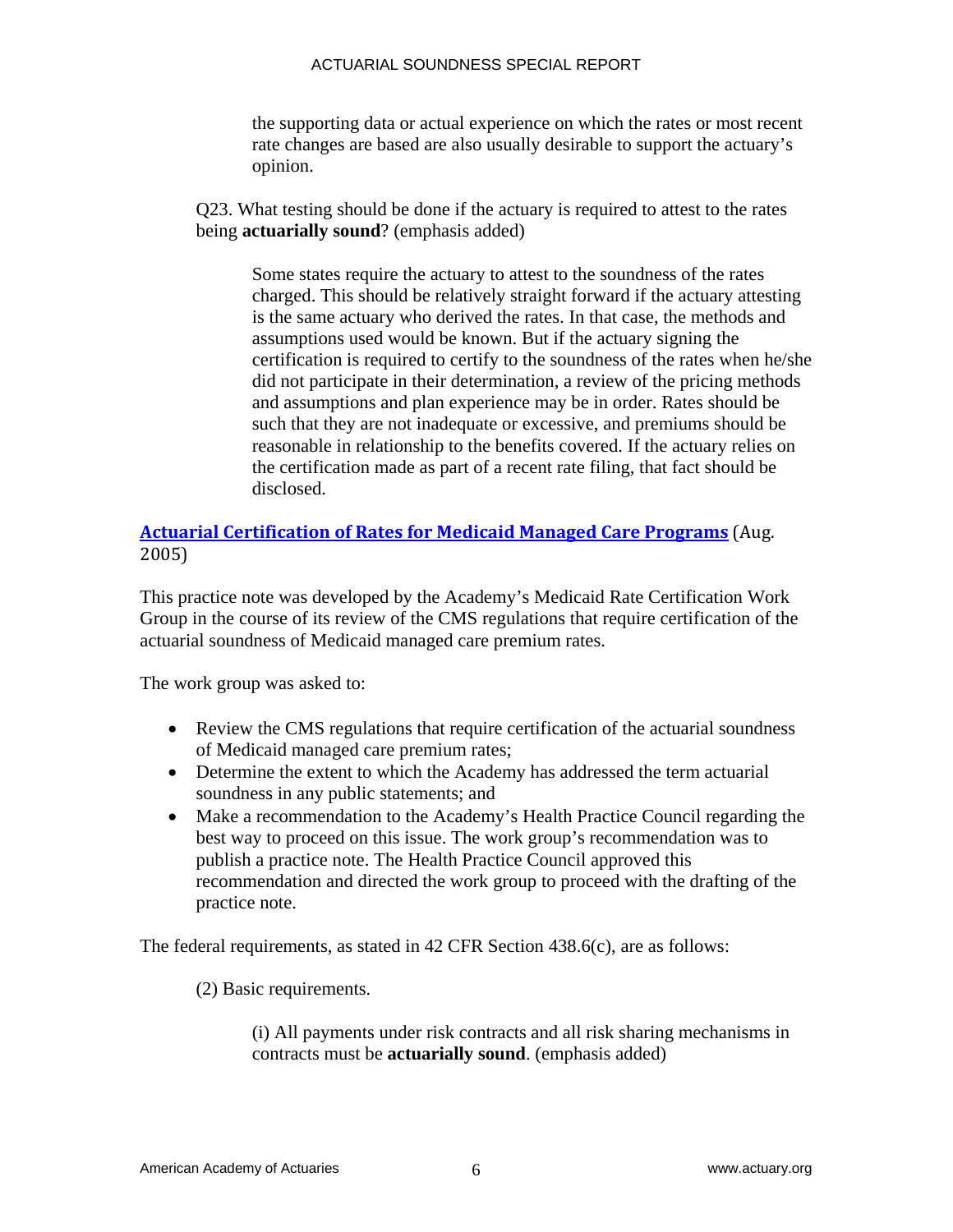the supporting data or actual experience on which the rates or most recent rate changes are based are also usually desirable to support the actuary's opinion.

Q23. What testing should be done if the actuary is required to attest to the rates being **actuarially sound**? (emphasis added)

> Some states require the actuary to attest to the soundness of the rates charged. This should be relatively straight forward if the actuary attesting is the same actuary who derived the rates. In that case, the methods and assumptions used would be known. But if the actuary signing the certification is required to certify to the soundness of the rates when he/she did not participate in their determination, a review of the pricing methods and assumptions and plan experience may be in order. Rates should be such that they are not inadequate or excessive, and premiums should be reasonable in relationship to the benefits covered. If the actuary relies on the certification made as part of a recent rate filing, that fact should be disclosed.

**Actuarial Certification of Rates for Medicaid Managed Care Programs** (Aug. 2005)

This practice note was developed by the Academy's Medicaid Rate Certification Work Group in the course of its review of the CMS regulations that require certification of the actuarial soundness of Medicaid managed care premium rates.

The work group was asked to:

- Review the CMS regulations that require certification of the actuarial soundness of Medicaid managed care premium rates;
- Determine the extent to which the Academy has addressed the term actuarial soundness in any public statements; and
- Make a recommendation to the Academy's Health Practice Council regarding the best way to proceed on this issue. The work group's recommendation was to publish a practice note. The Health Practice Council approved this recommendation and directed the work group to proceed with the drafting of the practice note.

The federal requirements, as stated in 42 CFR Section 438.6(c), are as follows:

(2) Basic requirements.

> (i) All payments under risk contracts and all risk sharing mechanisms in contracts must be **actuarially sound**. (emphasis added)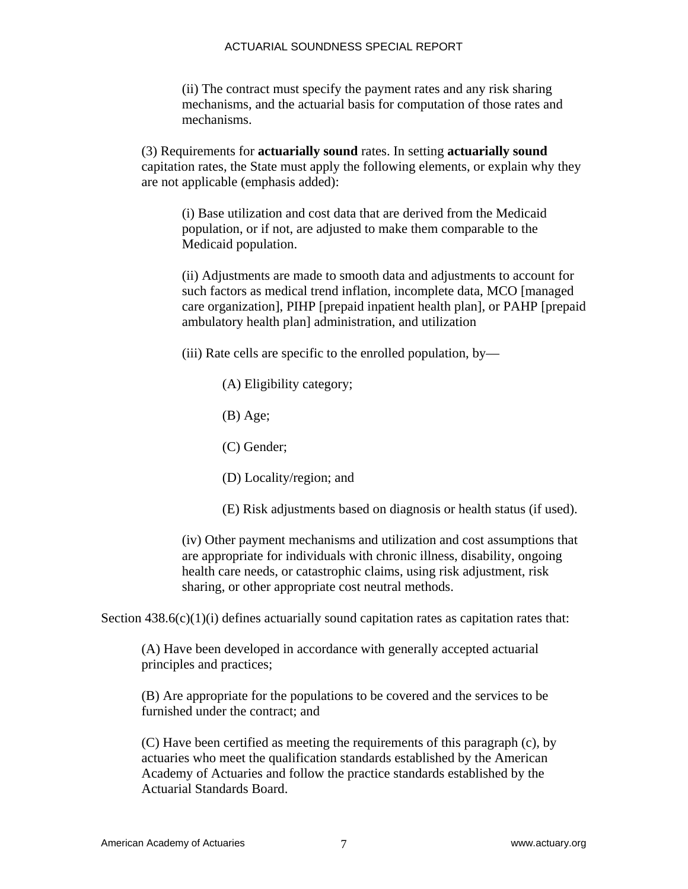(ii) The contract must specify the payment rates and any risk sharing mechanisms, and the actuarial basis for computation of those rates and mechanisms.

(3) Requirements for **actuarially sound** rates. In setting **actuarially sound** capitation rates, the State must apply the following elements, or explain why they are not applicable (emphasis added):

(i) Base utilization and cost data that are derived from the Medicaid population, or if not, are adjusted to make them comparable to the Medicaid population.

(ii) Adjustments are made to smooth data and adjustments to account for such factors as medical trend inflation, incomplete data, MCO [managed care organization], PIHP [prepaid inpatient health plan], or PAHP [prepaid ambulatory health plan] administration, and utilization

(iii) Rate cells are specific to the enrolled population, by—

(A) Eligibility category;

(B) Age;

(C) Gender;

(D) Locality/region; and

(E) Risk adjustments based on diagnosis or health status (if used).

(iv) Other payment mechanisms and utilization and cost assumptions that are appropriate for individuals with chronic illness, disability, ongoing health care needs, or catastrophic claims, using risk adjustment, risk sharing, or other appropriate cost neutral methods.

Section 438.6(c)(1)(i) defines actuarially sound capitation rates as capitation rates that:

(A) Have been developed in accordance with generally accepted actuarial principles and practices;

(B) Are appropriate for the populations to be covered and the services to be furnished under the contract; and

(C) Have been certified as meeting the requirements of this paragraph (c), by actuaries who meet the qualification standards established by the American Academy of Actuaries and follow the practice standards established by the Actuarial Standards Board.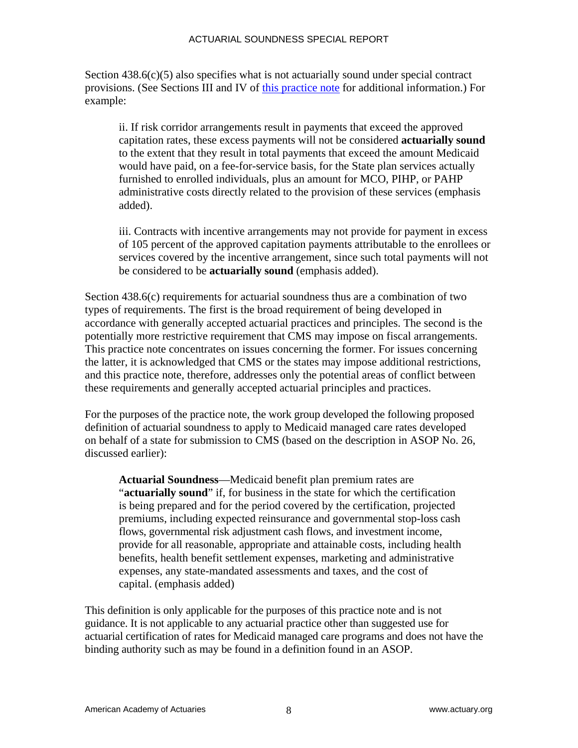Section 438.6(c)(5) also specifies what is not actuarially sound under special contract provisions. (See Sections III and IV of [this practice note]() for additional information.) For example:

> ii. If risk corridor arrangements result in payments that exceed the approved capitation rates, these excess payments will not be considered **actuarially sound** to the extent that they result in total payments that exceed the amount Medicaid would have paid, on a fee-for-service basis, for the State plan services actually furnished to enrolled individuals, plus an amount for MCO, PIHP, or PAHP administrative costs directly related to the provision of these services (emphasis added).
>
> iii. Contracts with incentive arrangements may not provide for payment in excess of 105 percent of the approved capitation payments attributable to the enrollees or services covered by the incentive arrangement, since such total payments will not be considered to be **actuarially sound** (emphasis added).

Section 438.6(c) requirements for actuarial soundness thus are a combination of two types of requirements. The first is the broad requirement of being developed in accordance with generally accepted actuarial practices and principles. The second is the potentially more restrictive requirement that CMS may impose on fiscal arrangements. This practice note concentrates on issues concerning the former. For issues concerning the latter, it is acknowledged that CMS or the states may impose additional restrictions, and this practice note, therefore, addresses only the potential areas of conflict between these requirements and generally accepted actuarial principles and practices.

For the purposes of the practice note, the work group developed the following proposed definition of actuarial soundness to apply to Medicaid managed care rates developed on behalf of a state for submission to CMS (based on the description in ASOP No. 26, discussed earlier):

> **Actuarial Soundness**—Medicaid benefit plan premium rates are "**actuarially sound**" if, for business in the state for which the certification is being prepared and for the period covered by the certification, projected premiums, including expected reinsurance and governmental stop-loss cash flows, governmental risk adjustment cash flows, and investment income, provide for all reasonable, appropriate and attainable costs, including health benefits, health benefit settlement expenses, marketing and administrative expenses, any state-mandated assessments and taxes, and the cost of capital. (emphasis added)

This definition is only applicable for the purposes of this practice note and is not guidance. It is not applicable to any actuarial practice other than suggested use for actuarial certification of rates for Medicaid managed care programs and does not have the binding authority such as may be found in a definition found in an ASOP.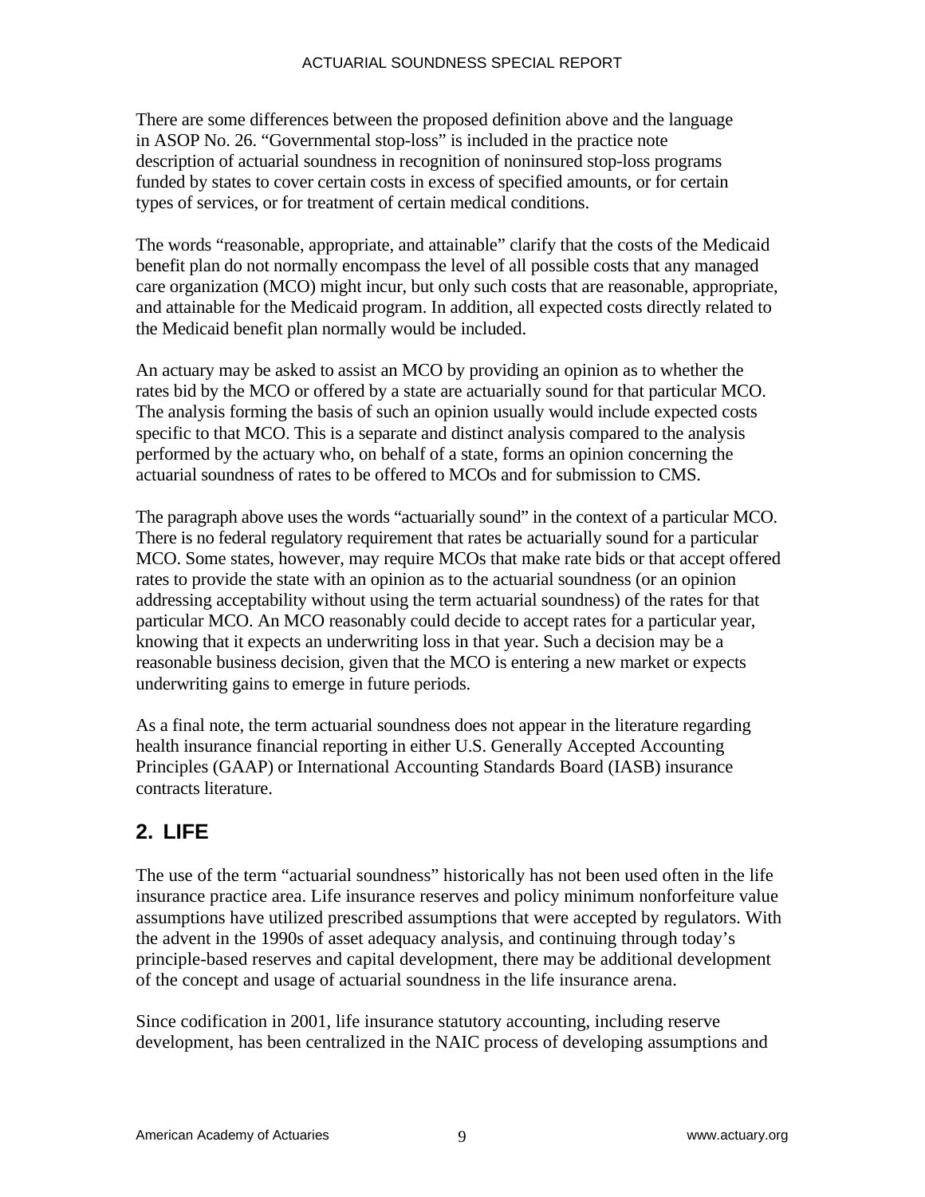There are some differences between the proposed definition above and the language in ASOP No. 26. "Governmental stop-loss" is included in the practice note description of actuarial soundness in recognition of noninsured stop-loss programs funded by states to cover certain costs in excess of specified amounts, or for certain types of services, or for treatment of certain medical conditions.

The words "reasonable, appropriate, and attainable" clarify that the costs of the Medicaid benefit plan do not normally encompass the level of all possible costs that any managed care organization (MCO) might incur, but only such costs that are reasonable, appropriate, and attainable for the Medicaid program. In addition, all expected costs directly related to the Medicaid benefit plan normally would be included.

An actuary may be asked to assist an MCO by providing an opinion as to whether the rates bid by the MCO or offered by a state are actuarially sound for that particular MCO. The analysis forming the basis of such an opinion usually would include expected costs specific to that MCO. This is a separate and distinct analysis compared to the analysis performed by the actuary who, on behalf of a state, forms an opinion concerning the actuarial soundness of rates to be offered to MCOs and for submission to CMS.

The paragraph above uses the words "actuarially sound" in the context of a particular MCO. There is no federal regulatory requirement that rates be actuarially sound for a particular MCO. Some states, however, may require MCOs that make rate bids or that accept offered rates to provide the state with an opinion as to the actuarial soundness (or an opinion addressing acceptability without using the term actuarial soundness) of the rates for that particular MCO. An MCO reasonably could decide to accept rates for a particular year, knowing that it expects an underwriting loss in that year. Such a decision may be a reasonable business decision, given that the MCO is entering a new market or expects underwriting gains to emerge in future periods.

As a final note, the term actuarial soundness does not appear in the literature regarding health insurance financial reporting in either U.S. Generally Accepted Accounting Principles (GAAP) or International Accounting Standards Board (IASB) insurance contracts literature.

## 2. LIFE

The use of the term "actuarial soundness" historically has not been used often in the life insurance practice area. Life insurance reserves and policy minimum nonforfeiture value assumptions have utilized prescribed assumptions that were accepted by regulators. With the advent in the 1990s of asset adequacy analysis, and continuing through today's principle-based reserves and capital development, there may be additional development of the concept and usage of actuarial soundness in the life insurance arena.

Since codification in 2001, life insurance statutory accounting, including reserve development, has been centralized in the NAIC process of developing assumptions and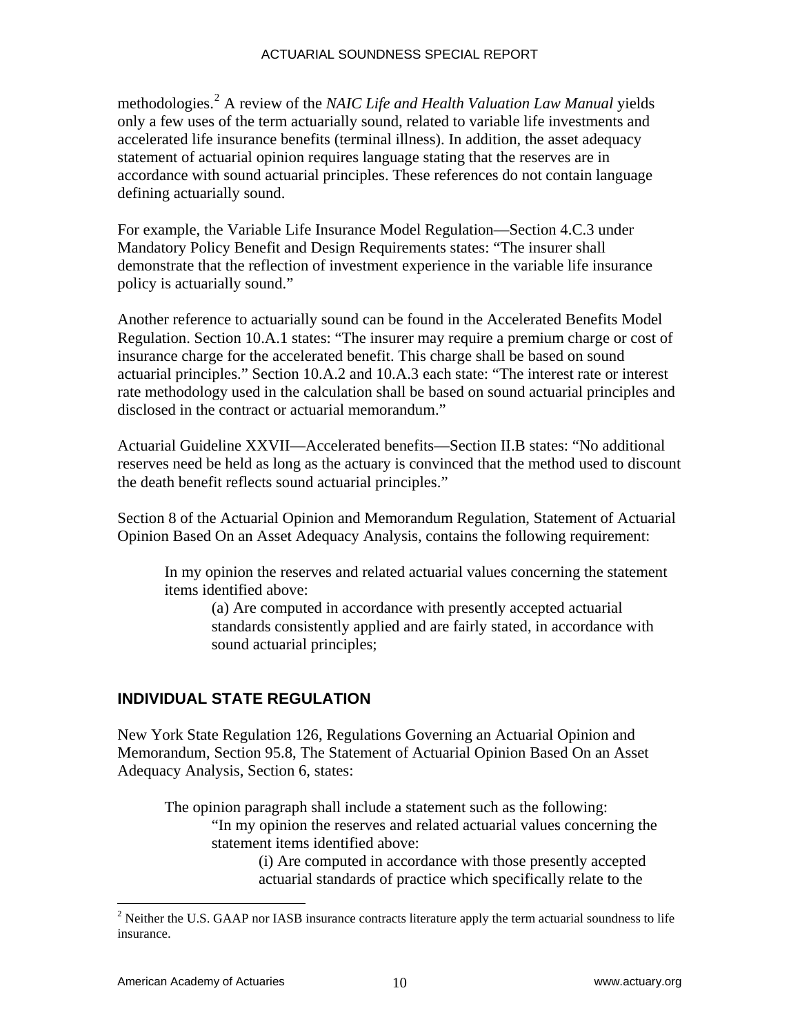methodologies.[2] A review of the *NAIC Life and Health Valuation Law Manual* yields only a few uses of the term actuarially sound, related to variable life investments and accelerated life insurance benefits (terminal illness). In addition, the asset adequacy statement of actuarial opinion requires language stating that the reserves are in accordance with sound actuarial principles. These references do not contain language defining actuarially sound.

For example, the Variable Life Insurance Model Regulation—Section 4.C.3 under Mandatory Policy Benefit and Design Requirements states: "The insurer shall demonstrate that the reflection of investment experience in the variable life insurance policy is actuarially sound."

Another reference to actuarially sound can be found in the Accelerated Benefits Model Regulation. Section 10.A.1 states: "The insurer may require a premium charge or cost of insurance charge for the accelerated benefit. This charge shall be based on sound actuarial principles." Section 10.A.2 and 10.A.3 each state: "The interest rate or interest rate methodology used in the calculation shall be based on sound actuarial principles and disclosed in the contract or actuarial memorandum."

Actuarial Guideline XXVII—Accelerated benefits—Section II.B states: "No additional reserves need be held as long as the actuary is convinced that the method used to discount the death benefit reflects sound actuarial principles."

Section 8 of the Actuarial Opinion and Memorandum Regulation, Statement of Actuarial Opinion Based On an Asset Adequacy Analysis, contains the following requirement:

> In my opinion the reserves and related actuarial values concerning the statement items identified above:
>
> > (a) Are computed in accordance with presently accepted actuarial standards consistently applied and are fairly stated, in accordance with sound actuarial principles;

## INDIVIDUAL STATE REGULATION

New York State Regulation 126, Regulations Governing an Actuarial Opinion and Memorandum, Section 95.8, The Statement of Actuarial Opinion Based On an Asset Adequacy Analysis, Section 6, states:

> The opinion paragraph shall include a statement such as the following:
>
> > "In my opinion the reserves and related actuarial values concerning the statement items identified above:
> >
> > > (i) Are computed in accordance with those presently accepted actuarial standards of practice which specifically relate to the

[2] Neither the U.S. GAAP nor IASB insurance contracts literature apply the term actuarial soundness to life insurance.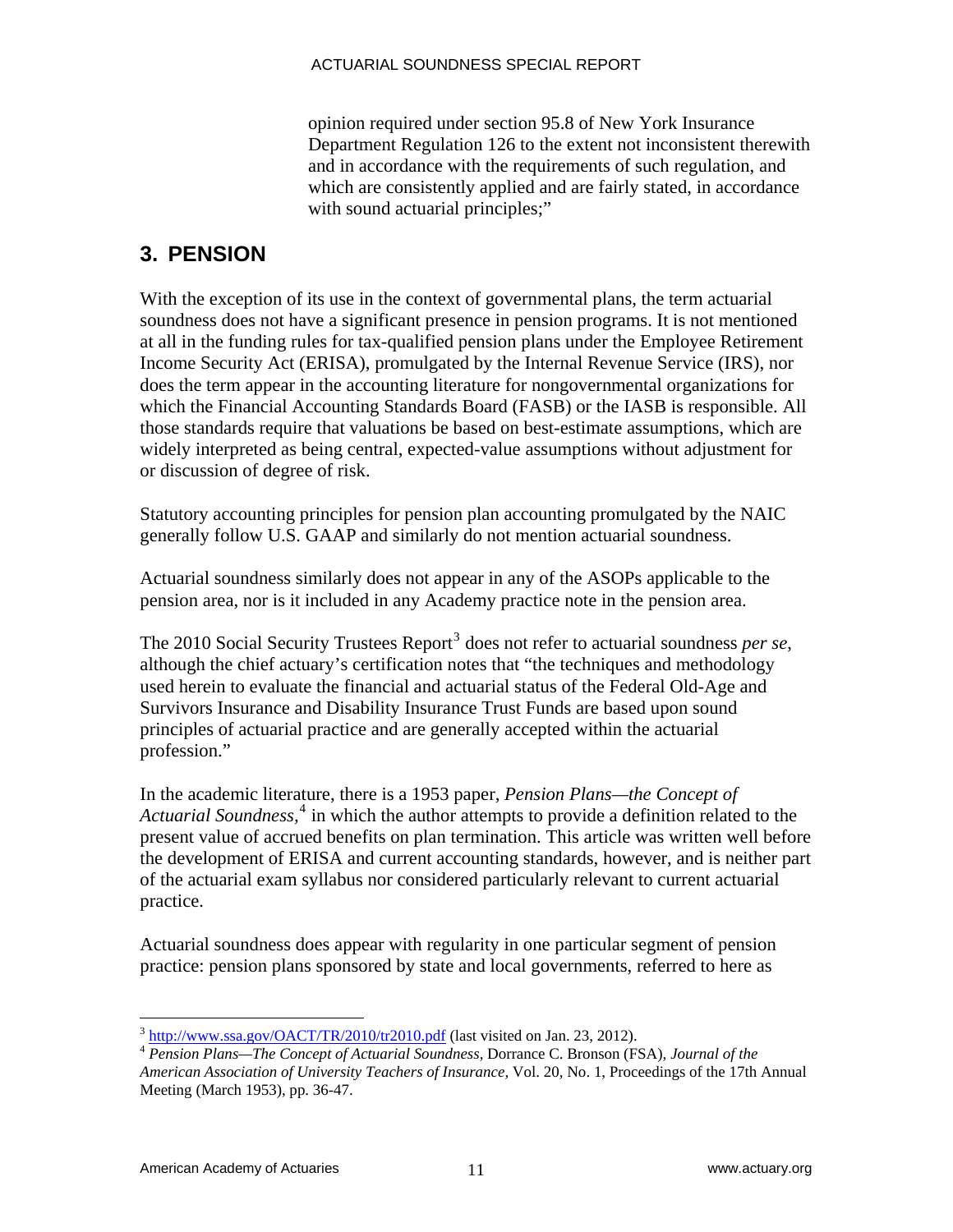opinion required under section 95.8 of New York Insurance Department Regulation 126 to the extent not inconsistent therewith and in accordance with the requirements of such regulation, and which are consistently applied and are fairly stated, in accordance with sound actuarial principles;"

## 3. PENSION

With the exception of its use in the context of governmental plans, the term actuarial soundness does not have a significant presence in pension programs. It is not mentioned at all in the funding rules for tax-qualified pension plans under the Employee Retirement Income Security Act (ERISA), promulgated by the Internal Revenue Service (IRS), nor does the term appear in the accounting literature for nongovernmental organizations for which the Financial Accounting Standards Board (FASB) or the IASB is responsible. All those standards require that valuations be based on best-estimate assumptions, which are widely interpreted as being central, expected-value assumptions without adjustment for or discussion of degree of risk.

Statutory accounting principles for pension plan accounting promulgated by the NAIC generally follow U.S. GAAP and similarly do not mention actuarial soundness.

Actuarial soundness similarly does not appear in any of the ASOPs applicable to the pension area, nor is it included in any Academy practice note in the pension area.

The 2010 Social Security Trustees Report[3] does not refer to actuarial soundness *per se*, although the chief actuary's certification notes that "the techniques and methodology used herein to evaluate the financial and actuarial status of the Federal Old-Age and Survivors Insurance and Disability Insurance Trust Funds are based upon sound principles of actuarial practice and are generally accepted within the actuarial profession."

In the academic literature, there is a 1953 paper, *Pension Plans—the Concept of Actuarial Soundness,*[4] in which the author attempts to provide a definition related to the present value of accrued benefits on plan termination. This article was written well before the development of ERISA and current accounting standards, however, and is neither part of the actuarial exam syllabus nor considered particularly relevant to current actuarial practice.

Actuarial soundness does appear with regularity in one particular segment of pension practice: pension plans sponsored by state and local governments, referred to here as

---

[3] http://www.ssa.gov/OACT/TR/2010/tr2010.pdf (last visited on Jan. 23, 2012).

[4] *Pension Plans—The Concept of Actuarial Soundness*, Dorrance C. Bronson (FSA), *Journal of the American Association of University Teachers of Insurance*, Vol. 20, No. 1, Proceedings of the 17th Annual Meeting (March 1953), pp. 36-47.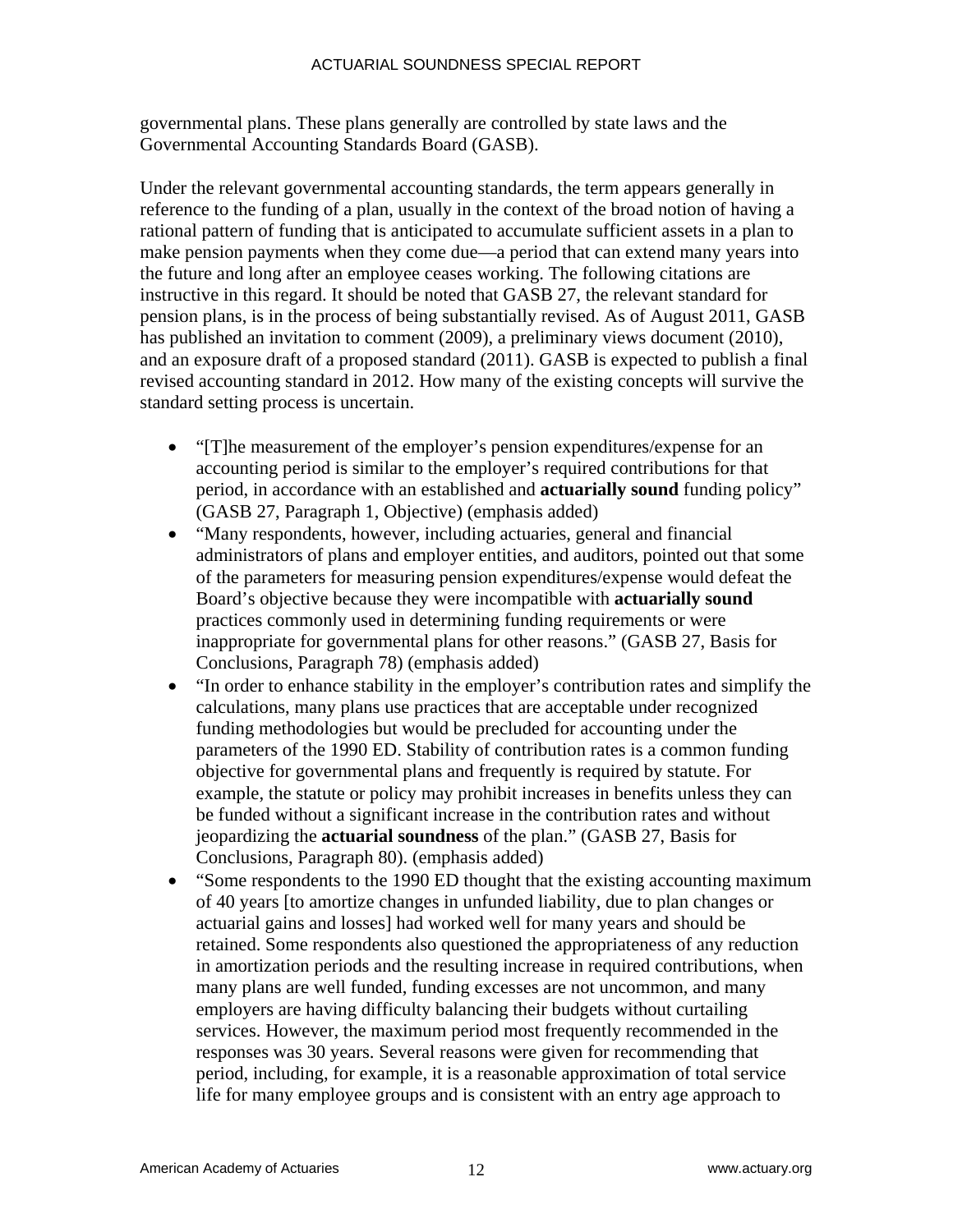governmental plans. These plans generally are controlled by state laws and the Governmental Accounting Standards Board (GASB).

Under the relevant governmental accounting standards, the term appears generally in reference to the funding of a plan, usually in the context of the broad notion of having a rational pattern of funding that is anticipated to accumulate sufficient assets in a plan to make pension payments when they come due—a period that can extend many years into the future and long after an employee ceases working. The following citations are instructive in this regard. It should be noted that GASB 27, the relevant standard for pension plans, is in the process of being substantially revised. As of August 2011, GASB has published an invitation to comment (2009), a preliminary views document (2010), and an exposure draft of a proposed standard (2011). GASB is expected to publish a final revised accounting standard in 2012. How many of the existing concepts will survive the standard setting process is uncertain.

- "[T]he measurement of the employer's pension expenditures/expense for an accounting period is similar to the employer's required contributions for that period, in accordance with an established and **actuarially sound** funding policy" (GASB 27, Paragraph 1, Objective) (emphasis added)
- "Many respondents, however, including actuaries, general and financial administrators of plans and employer entities, and auditors, pointed out that some of the parameters for measuring pension expenditures/expense would defeat the Board's objective because they were incompatible with **actuarially sound** practices commonly used in determining funding requirements or were inappropriate for governmental plans for other reasons." (GASB 27, Basis for Conclusions, Paragraph 78) (emphasis added)
- "In order to enhance stability in the employer's contribution rates and simplify the calculations, many plans use practices that are acceptable under recognized funding methodologies but would be precluded for accounting under the parameters of the 1990 ED. Stability of contribution rates is a common funding objective for governmental plans and frequently is required by statute. For example, the statute or policy may prohibit increases in benefits unless they can be funded without a significant increase in the contribution rates and without jeopardizing the **actuarial soundness** of the plan." (GASB 27, Basis for Conclusions, Paragraph 80). (emphasis added)
- "Some respondents to the 1990 ED thought that the existing accounting maximum of 40 years [to amortize changes in unfunded liability, due to plan changes or actuarial gains and losses] had worked well for many years and should be retained. Some respondents also questioned the appropriateness of any reduction in amortization periods and the resulting increase in required contributions, when many plans are well funded, funding excesses are not uncommon, and many employers are having difficulty balancing their budgets without curtailing services. However, the maximum period most frequently recommended in the responses was 30 years. Several reasons were given for recommending that period, including, for example, it is a reasonable approximation of total service life for many employee groups and is consistent with an entry age approach to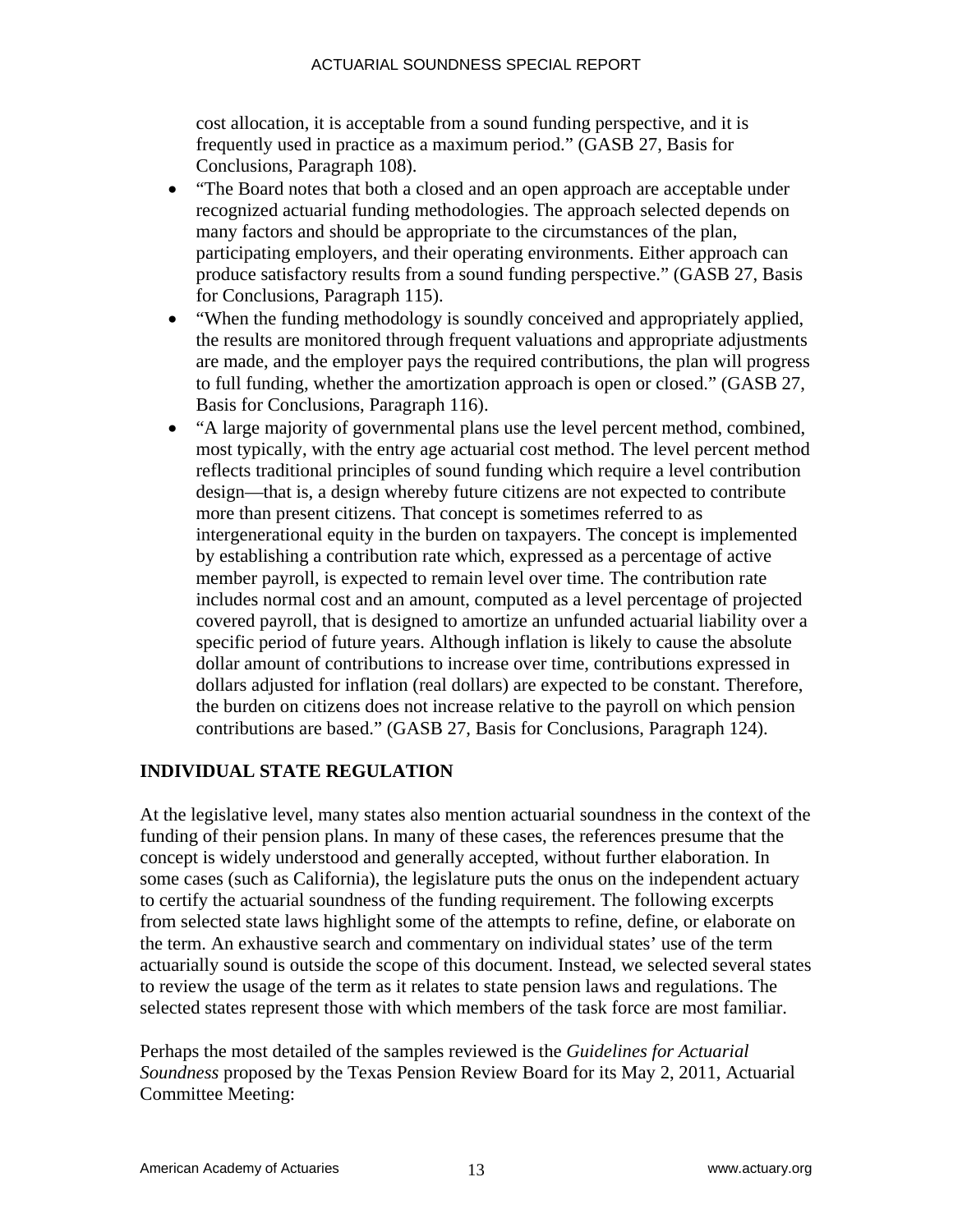cost allocation, it is acceptable from a sound funding perspective, and it is frequently used in practice as a maximum period." (GASB 27, Basis for Conclusions, Paragraph 108).

- "The Board notes that both a closed and an open approach are acceptable under recognized actuarial funding methodologies. The approach selected depends on many factors and should be appropriate to the circumstances of the plan, participating employers, and their operating environments. Either approach can produce satisfactory results from a sound funding perspective." (GASB 27, Basis for Conclusions, Paragraph 115).
- "When the funding methodology is soundly conceived and appropriately applied, the results are monitored through frequent valuations and appropriate adjustments are made, and the employer pays the required contributions, the plan will progress to full funding, whether the amortization approach is open or closed." (GASB 27, Basis for Conclusions, Paragraph 116).
- "A large majority of governmental plans use the level percent method, combined, most typically, with the entry age actuarial cost method. The level percent method reflects traditional principles of sound funding which require a level contribution design—that is, a design whereby future citizens are not expected to contribute more than present citizens. That concept is sometimes referred to as intergenerational equity in the burden on taxpayers. The concept is implemented by establishing a contribution rate which, expressed as a percentage of active member payroll, is expected to remain level over time. The contribution rate includes normal cost and an amount, computed as a level percentage of projected covered payroll, that is designed to amortize an unfunded actuarial liability over a specific period of future years. Although inflation is likely to cause the absolute dollar amount of contributions to increase over time, contributions expressed in dollars adjusted for inflation (real dollars) are expected to be constant. Therefore, the burden on citizens does not increase relative to the payroll on which pension contributions are based." (GASB 27, Basis for Conclusions, Paragraph 124).

## INDIVIDUAL STATE REGULATION

At the legislative level, many states also mention actuarial soundness in the context of the funding of their pension plans. In many of these cases, the references presume that the concept is widely understood and generally accepted, without further elaboration. In some cases (such as California), the legislature puts the onus on the independent actuary to certify the actuarial soundness of the funding requirement. The following excerpts from selected state laws highlight some of the attempts to refine, define, or elaborate on the term. An exhaustive search and commentary on individual states' use of the term actuarially sound is outside the scope of this document. Instead, we selected several states to review the usage of the term as it relates to state pension laws and regulations. The selected states represent those with which members of the task force are most familiar.

Perhaps the most detailed of the samples reviewed is the *Guidelines for Actuarial Soundness* proposed by the Texas Pension Review Board for its May 2, 2011, Actuarial Committee Meeting: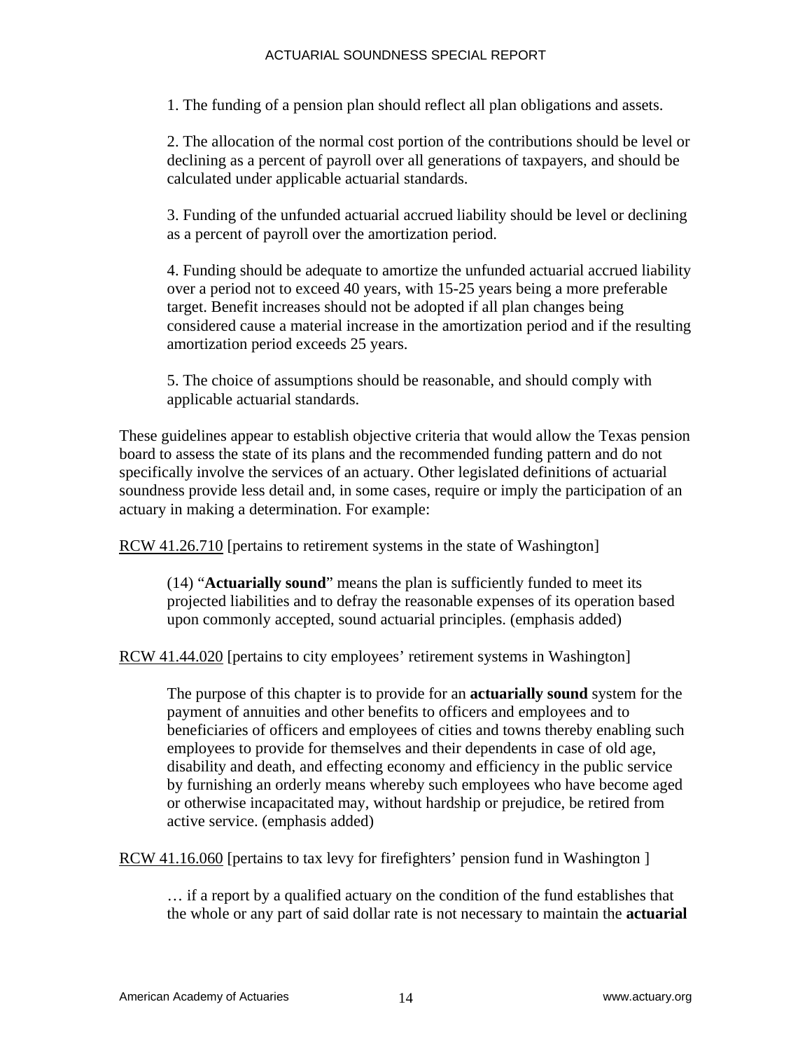1. The funding of a pension plan should reflect all plan obligations and assets.

2. The allocation of the normal cost portion of the contributions should be level or declining as a percent of payroll over all generations of taxpayers, and should be calculated under applicable actuarial standards.

3. Funding of the unfunded actuarial accrued liability should be level or declining as a percent of payroll over the amortization period.

4. Funding should be adequate to amortize the unfunded actuarial accrued liability over a period not to exceed 40 years, with 15-25 years being a more preferable target. Benefit increases should not be adopted if all plan changes being considered cause a material increase in the amortization period and if the resulting amortization period exceeds 25 years.

5. The choice of assumptions should be reasonable, and should comply with applicable actuarial standards.

These guidelines appear to establish objective criteria that would allow the Texas pension board to assess the state of its plans and the recommended funding pattern and do not specifically involve the services of an actuary. Other legislated definitions of actuarial soundness provide less detail and, in some cases, require or imply the participation of an actuary in making a determination. For example:

RCW 41.26.710 [pertains to retirement systems in the state of Washington]

> (14) "**Actuarially sound**" means the plan is sufficiently funded to meet its projected liabilities and to defray the reasonable expenses of its operation based upon commonly accepted, sound actuarial principles. (emphasis added)

RCW 41.44.020 [pertains to city employees' retirement systems in Washington]

> The purpose of this chapter is to provide for an **actuarially sound** system for the payment of annuities and other benefits to officers and employees and to beneficiaries of officers and employees of cities and towns thereby enabling such employees to provide for themselves and their dependents in case of old age, disability and death, and effecting economy and efficiency in the public service by furnishing an orderly means whereby such employees who have become aged or otherwise incapacitated may, without hardship or prejudice, be retired from active service. (emphasis added)

RCW 41.16.060 [pertains to tax levy for firefighters' pension fund in Washington ]

> … if a report by a qualified actuary on the condition of the fund establishes that the whole or any part of said dollar rate is not necessary to maintain the **actuarial**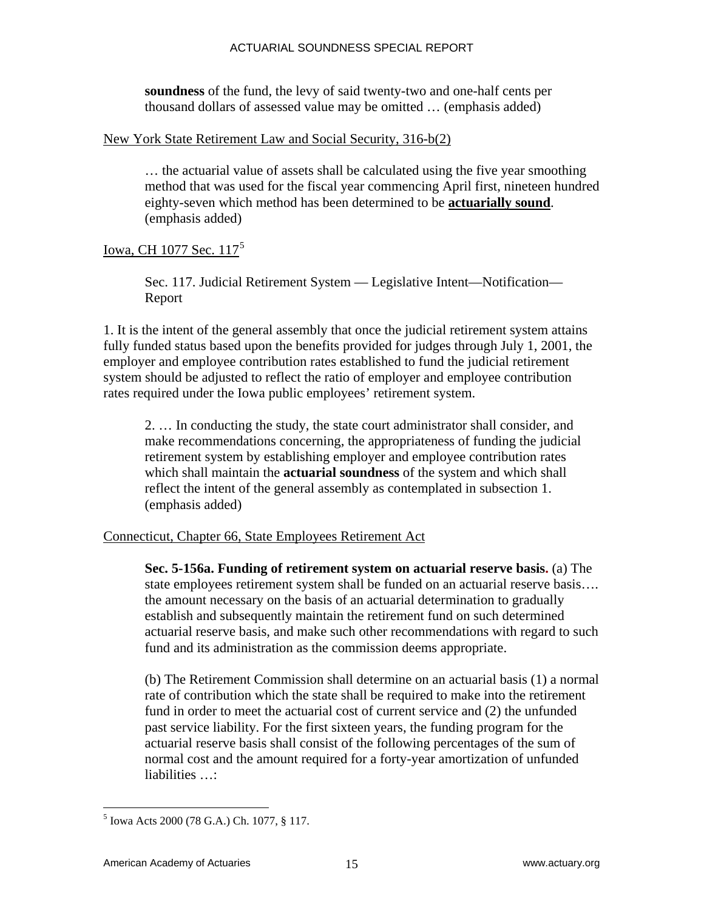> **soundness** of the fund, the levy of said twenty-two and one-half cents per thousand dollars of assessed value may be omitted … (emphasis added)

<u>New York State Retirement Law and Social Security, 316-b(2)</u>

> … the actuarial value of assets shall be calculated using the five year smoothing method that was used for the fiscal year commencing April first, nineteen hundred eighty-seven which method has been determined to be **<u>actuarially sound</u>**. (emphasis added)

<u>Iowa, CH 1077 Sec. 117</u>[5]

> Sec. 117. Judicial Retirement System — Legislative Intent—Notification—Report

1. It is the intent of the general assembly that once the judicial retirement system attains fully funded status based upon the benefits provided for judges through July 1, 2001, the employer and employee contribution rates established to fund the judicial retirement system should be adjusted to reflect the ratio of employer and employee contribution rates required under the Iowa public employees' retirement system.

> 2. … In conducting the study, the state court administrator shall consider, and make recommendations concerning, the appropriateness of funding the judicial retirement system by establishing employer and employee contribution rates which shall maintain the **actuarial soundness** of the system and which shall reflect the intent of the general assembly as contemplated in subsection 1. (emphasis added)

<u>Connecticut, Chapter 66, State Employees Retirement Act</u>

> **Sec. 5-156a. Funding of retirement system on actuarial reserve basis.** (a) The state employees retirement system shall be funded on an actuarial reserve basis…. the amount necessary on the basis of an actuarial determination to gradually establish and subsequently maintain the retirement fund on such determined actuarial reserve basis, and make such other recommendations with regard to such fund and its administration as the commission deems appropriate.
>
> (b) The Retirement Commission shall determine on an actuarial basis (1) a normal rate of contribution which the state shall be required to make into the retirement fund in order to meet the actuarial cost of current service and (2) the unfunded past service liability. For the first sixteen years, the funding program for the actuarial reserve basis shall consist of the following percentages of the sum of normal cost and the amount required for a forty-year amortization of unfunded liabilities …:

---

[5] Iowa Acts 2000 (78 G.A.) Ch. 1077, § 117.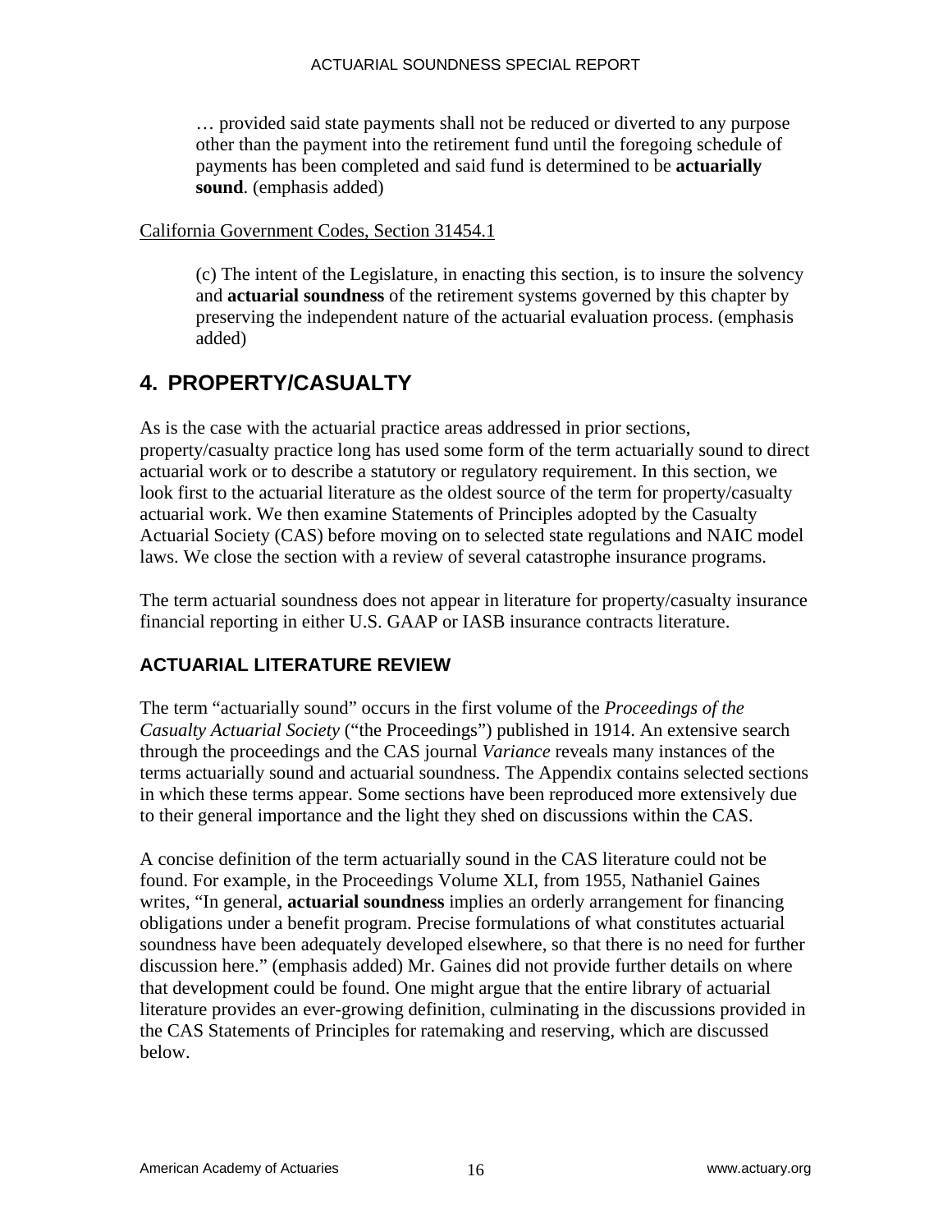> … provided said state payments shall not be reduced or diverted to any purpose other than the payment into the retirement fund until the foregoing schedule of payments has been completed and said fund is determined to be **actuarially sound**. (emphasis added)

California Government Codes, Section 31454.1

> (c) The intent of the Legislature, in enacting this section, is to insure the solvency and **actuarial soundness** of the retirement systems governed by this chapter by preserving the independent nature of the actuarial evaluation process. (emphasis added)

## 4. PROPERTY/CASUALTY

As is the case with the actuarial practice areas addressed in prior sections, property/casualty practice long has used some form of the term actuarially sound to direct actuarial work or to describe a statutory or regulatory requirement. In this section, we look first to the actuarial literature as the oldest source of the term for property/casualty actuarial work. We then examine Statements of Principles adopted by the Casualty Actuarial Society (CAS) before moving on to selected state regulations and NAIC model laws. We close the section with a review of several catastrophe insurance programs.

The term actuarial soundness does not appear in literature for property/casualty insurance financial reporting in either U.S. GAAP or IASB insurance contracts literature.

### ACTUARIAL LITERATURE REVIEW

The term "actuarially sound" occurs in the first volume of the *Proceedings of the Casualty Actuarial Society* ("the Proceedings") published in 1914. An extensive search through the proceedings and the CAS journal *Variance* reveals many instances of the terms actuarially sound and actuarial soundness. The Appendix contains selected sections in which these terms appear. Some sections have been reproduced more extensively due to their general importance and the light they shed on discussions within the CAS.

A concise definition of the term actuarially sound in the CAS literature could not be found. For example, in the Proceedings Volume XLI, from 1955, Nathaniel Gaines writes, "In general, **actuarial soundness** implies an orderly arrangement for financing obligations under a benefit program. Precise formulations of what constitutes actuarial soundness have been adequately developed elsewhere, so that there is no need for further discussion here." (emphasis added) Mr. Gaines did not provide further details on where that development could be found. One might argue that the entire library of actuarial literature provides an ever-growing definition, culminating in the discussions provided in the CAS Statements of Principles for ratemaking and reserving, which are discussed below.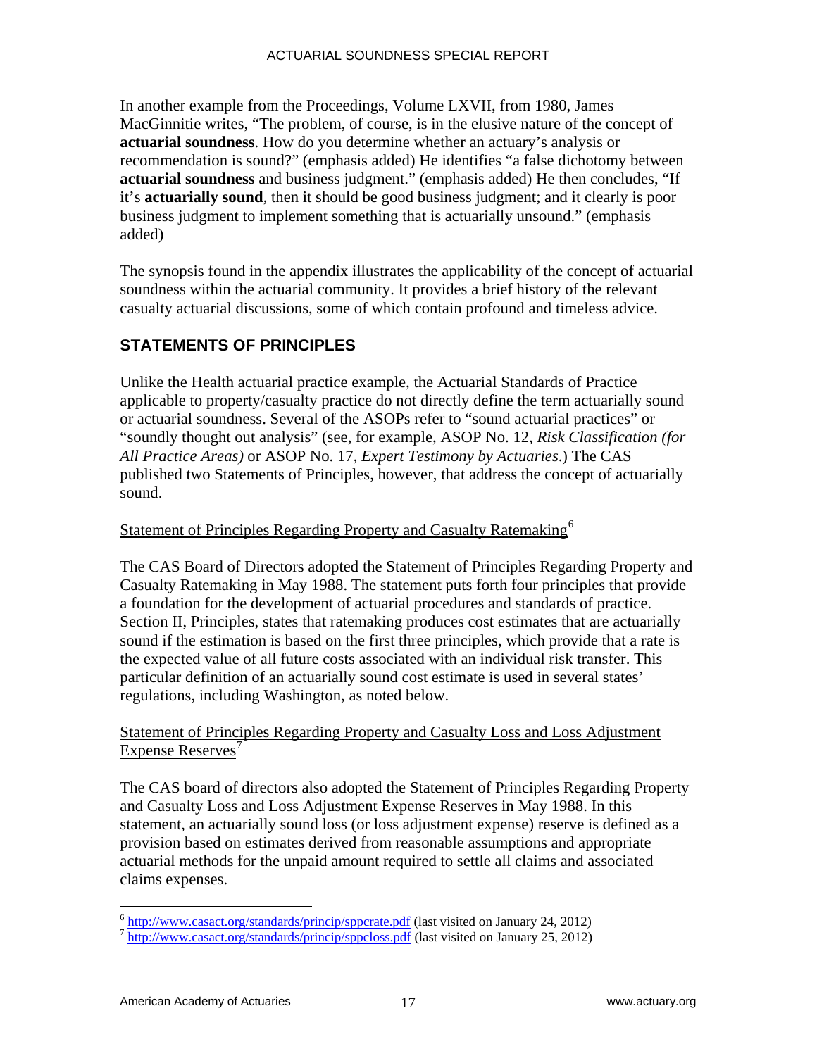In another example from the Proceedings, Volume LXVII, from 1980, James MacGinnitie writes, "The problem, of course, is in the elusive nature of the concept of **actuarial soundness**. How do you determine whether an actuary's analysis or recommendation is sound?" (emphasis added) He identifies "a false dichotomy between **actuarial soundness** and business judgment." (emphasis added) He then concludes, "If it's **actuarially sound**, then it should be good business judgment; and it clearly is poor business judgment to implement something that is actuarially unsound." (emphasis added)

The synopsis found in the appendix illustrates the applicability of the concept of actuarial soundness within the actuarial community. It provides a brief history of the relevant casualty actuarial discussions, some of which contain profound and timeless advice.

## STATEMENTS OF PRINCIPLES

Unlike the Health actuarial practice example, the Actuarial Standards of Practice applicable to property/casualty practice do not directly define the term actuarially sound or actuarial soundness. Several of the ASOPs refer to "sound actuarial practices" or "soundly thought out analysis" (see, for example, ASOP No. 12, *Risk Classification (for All Practice Areas)* or ASOP No. 17, *Expert Testimony by Actuaries*.) The CAS published two Statements of Principles, however, that address the concept of actuarially sound.

<u>Statement of Principles Regarding Property and Casualty Ratemaking</u>[6]

The CAS Board of Directors adopted the Statement of Principles Regarding Property and Casualty Ratemaking in May 1988. The statement puts forth four principles that provide a foundation for the development of actuarial procedures and standards of practice. Section II, Principles, states that ratemaking produces cost estimates that are actuarially sound if the estimation is based on the first three principles, which provide that a rate is the expected value of all future costs associated with an individual risk transfer. This particular definition of an actuarially sound cost estimate is used in several states' regulations, including Washington, as noted below.

<u>Statement of Principles Regarding Property and Casualty Loss and Loss Adjustment Expense Reserves</u>[7]

The CAS board of directors also adopted the Statement of Principles Regarding Property and Casualty Loss and Loss Adjustment Expense Reserves in May 1988. In this statement, an actuarially sound loss (or loss adjustment expense) reserve is defined as a provision based on estimates derived from reasonable assumptions and appropriate actuarial methods for the unpaid amount required to settle all claims and associated claims expenses.

---

[6] http://www.casact.org/standards/princip/sppcrate.pdf (last visited on January 24, 2012)

[7] http://www.casact.org/standards/princip/sppcloss.pdf (last visited on January 25, 2012)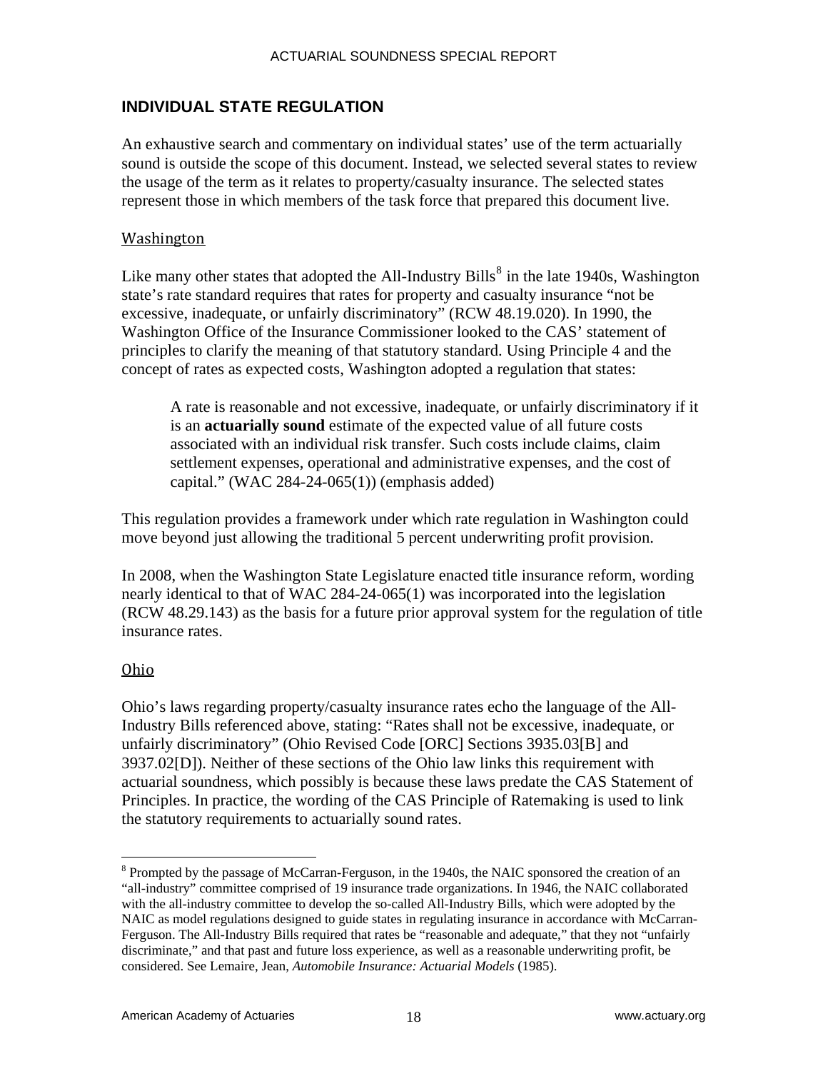## INDIVIDUAL STATE REGULATION

An exhaustive search and commentary on individual states' use of the term actuarially sound is outside the scope of this document. Instead, we selected several states to review the usage of the term as it relates to property/casualty insurance. The selected states represent those in which members of the task force that prepared this document live.

### Washington

Like many other states that adopted the All-Industry Bills[8] in the late 1940s, Washington state's rate standard requires that rates for property and casualty insurance "not be excessive, inadequate, or unfairly discriminatory" (RCW 48.19.020). In 1990, the Washington Office of the Insurance Commissioner looked to the CAS' statement of principles to clarify the meaning of that statutory standard. Using Principle 4 and the concept of rates as expected costs, Washington adopted a regulation that states:

> A rate is reasonable and not excessive, inadequate, or unfairly discriminatory if it is an **actuarially sound** estimate of the expected value of all future costs associated with an individual risk transfer. Such costs include claims, claim settlement expenses, operational and administrative expenses, and the cost of capital." (WAC 284-24-065(1)) (emphasis added)

This regulation provides a framework under which rate regulation in Washington could move beyond just allowing the traditional 5 percent underwriting profit provision.

In 2008, when the Washington State Legislature enacted title insurance reform, wording nearly identical to that of WAC 284-24-065(1) was incorporated into the legislation (RCW 48.29.143) as the basis for a future prior approval system for the regulation of title insurance rates.

### Ohio

Ohio's laws regarding property/casualty insurance rates echo the language of the All-Industry Bills referenced above, stating: "Rates shall not be excessive, inadequate, or unfairly discriminatory" (Ohio Revised Code [ORC] Sections 3935.03[B] and 3937.02[D]). Neither of these sections of the Ohio law links this requirement with actuarial soundness, which possibly is because these laws predate the CAS Statement of Principles. In practice, the wording of the CAS Principle of Ratemaking is used to link the statutory requirements to actuarially sound rates.

---

[8] Prompted by the passage of McCarran-Ferguson, in the 1940s, the NAIC sponsored the creation of an "all-industry" committee comprised of 19 insurance trade organizations. In 1946, the NAIC collaborated with the all-industry committee to develop the so-called All-Industry Bills, which were adopted by the NAIC as model regulations designed to guide states in regulating insurance in accordance with McCarran-Ferguson. The All-Industry Bills required that rates be "reasonable and adequate," that they not "unfairly discriminate," and that past and future loss experience, as well as a reasonable underwriting profit, be considered. See Lemaire, Jean, *Automobile Insurance: Actuarial Models* (1985).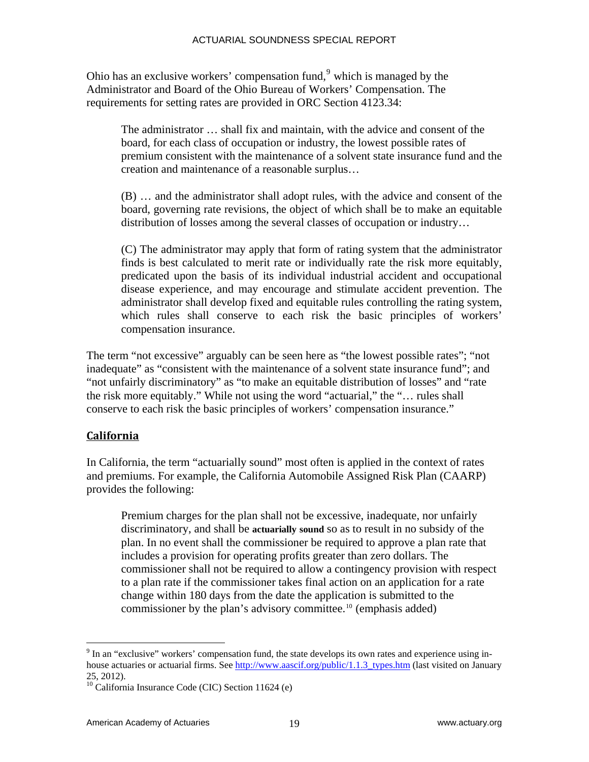Ohio has an exclusive workers' compensation fund,[9] which is managed by the Administrator and Board of the Ohio Bureau of Workers' Compensation. The requirements for setting rates are provided in ORC Section 4123.34:

> The administrator … shall fix and maintain, with the advice and consent of the board, for each class of occupation or industry, the lowest possible rates of premium consistent with the maintenance of a solvent state insurance fund and the creation and maintenance of a reasonable surplus…
>
> (B) … and the administrator shall adopt rules, with the advice and consent of the board, governing rate revisions, the object of which shall be to make an equitable distribution of losses among the several classes of occupation or industry…
>
> (C) The administrator may apply that form of rating system that the administrator finds is best calculated to merit rate or individually rate the risk more equitably, predicated upon the basis of its individual industrial accident and occupational disease experience, and may encourage and stimulate accident prevention. The administrator shall develop fixed and equitable rules controlling the rating system, which rules shall conserve to each risk the basic principles of workers' compensation insurance.

The term "not excessive" arguably can be seen here as "the lowest possible rates"; "not inadequate" as "consistent with the maintenance of a solvent state insurance fund"; and "not unfairly discriminatory" as "to make an equitable distribution of losses" and "rate the risk more equitably." While not using the word "actuarial," the "… rules shall conserve to each risk the basic principles of workers' compensation insurance."

## California

In California, the term "actuarially sound" most often is applied in the context of rates and premiums. For example, the California Automobile Assigned Risk Plan (CAARP) provides the following:

> Premium charges for the plan shall not be excessive, inadequate, nor unfairly discriminatory, and shall be **actuarially sound** so as to result in no subsidy of the plan. In no event shall the commissioner be required to approve a plan rate that includes a provision for operating profits greater than zero dollars. The commissioner shall not be required to allow a contingency provision with respect to a plan rate if the commissioner takes final action on an application for a rate change within 180 days from the date the application is submitted to the commissioner by the plan's advisory committee.[10] (emphasis added)

---

[9] In an "exclusive" workers' compensation fund, the state develops its own rates and experience using in-house actuaries or actuarial firms. See http://www.aascif.org/public/1.1.3_types.htm (last visited on January 25, 2012).

[10] California Insurance Code (CIC) Section 11624 (e)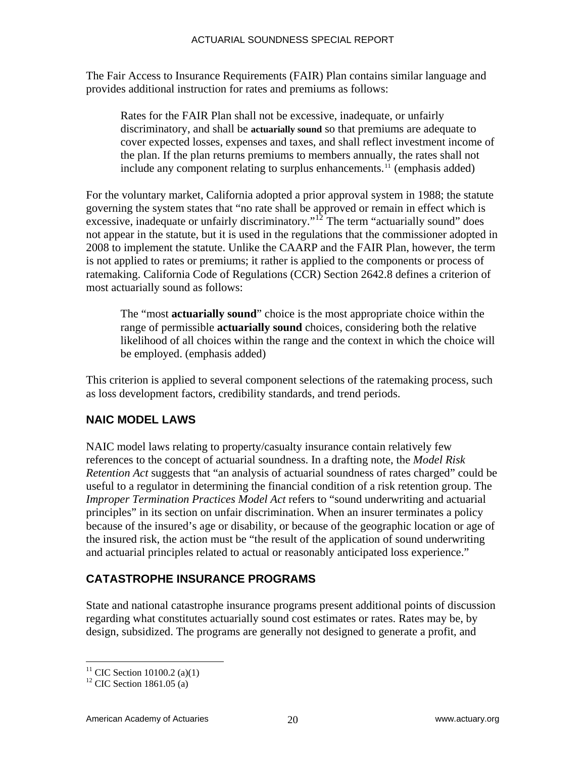The Fair Access to Insurance Requirements (FAIR) Plan contains similar language and provides additional instruction for rates and premiums as follows:

> Rates for the FAIR Plan shall not be excessive, inadequate, or unfairly discriminatory, and shall be **actuarially sound** so that premiums are adequate to cover expected losses, expenses and taxes, and shall reflect investment income of the plan. If the plan returns premiums to members annually, the rates shall not include any component relating to surplus enhancements.[11] (emphasis added)

For the voluntary market, California adopted a prior approval system in 1988; the statute governing the system states that "no rate shall be approved or remain in effect which is excessive, inadequate or unfairly discriminatory."[12] The term "actuarially sound" does not appear in the statute, but it is used in the regulations that the commissioner adopted in 2008 to implement the statute. Unlike the CAARP and the FAIR Plan, however, the term is not applied to rates or premiums; it rather is applied to the components or process of ratemaking. California Code of Regulations (CCR) Section 2642.8 defines a criterion of most actuarially sound as follows:

> The "most **actuarially sound**" choice is the most appropriate choice within the range of permissible **actuarially sound** choices, considering both the relative likelihood of all choices within the range and the context in which the choice will be employed. (emphasis added)

This criterion is applied to several component selections of the ratemaking process, such as loss development factors, credibility standards, and trend periods.

## NAIC MODEL LAWS

NAIC model laws relating to property/casualty insurance contain relatively few references to the concept of actuarial soundness. In a drafting note, the *Model Risk Retention Act* suggests that "an analysis of actuarial soundness of rates charged" could be useful to a regulator in determining the financial condition of a risk retention group. The *Improper Termination Practices Model Act* refers to "sound underwriting and actuarial principles" in its section on unfair discrimination. When an insurer terminates a policy because of the insured's age or disability, or because of the geographic location or age of the insured risk, the action must be "the result of the application of sound underwriting and actuarial principles related to actual or reasonably anticipated loss experience."

## CATASTROPHE INSURANCE PROGRAMS

State and national catastrophe insurance programs present additional points of discussion regarding what constitutes actuarially sound cost estimates or rates. Rates may be, by design, subsidized. The programs are generally not designed to generate a profit, and

---

[11] CIC Section 10100.2 (a)(1)

[12] CIC Section 1861.05 (a)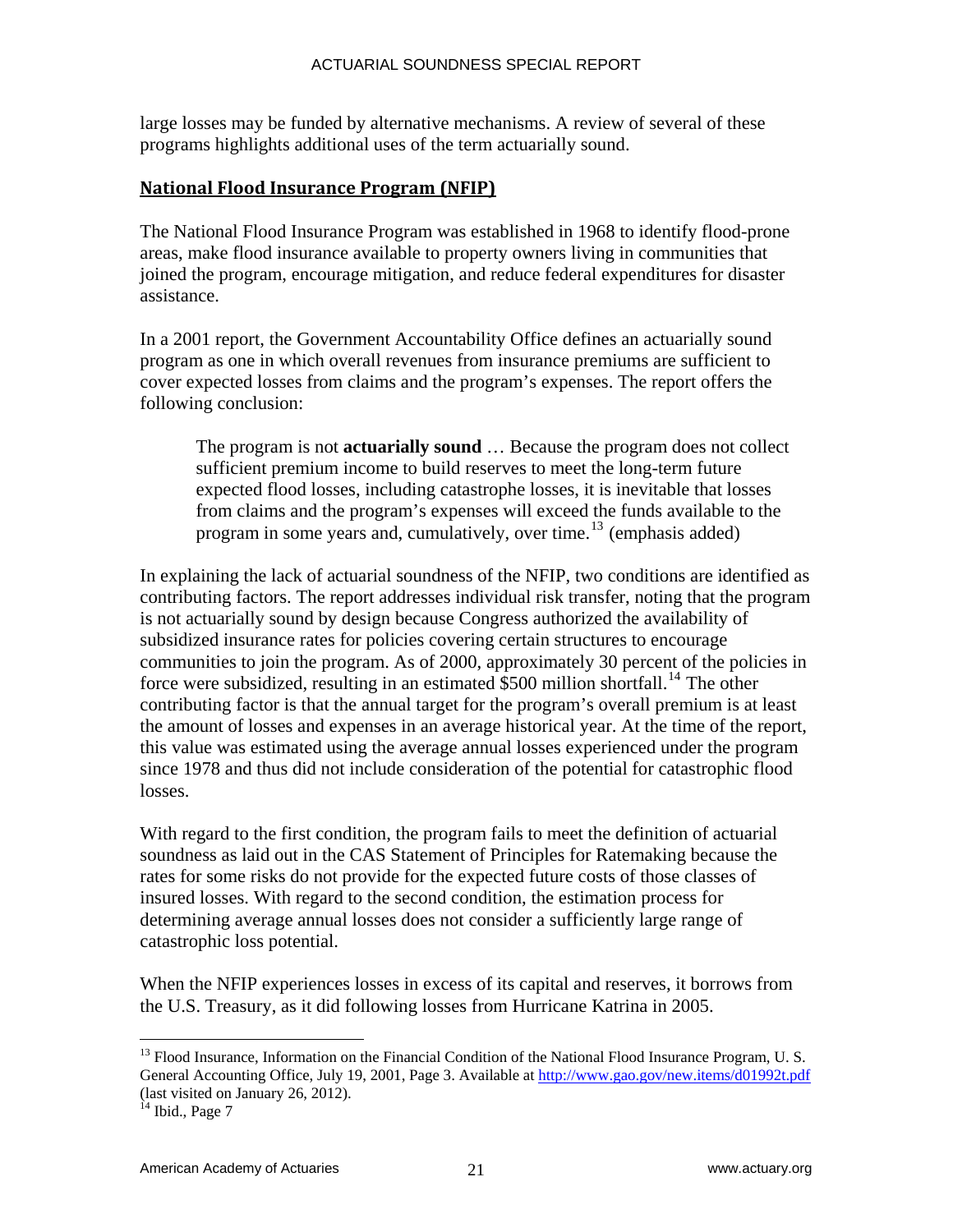large losses may be funded by alternative mechanisms. A review of several of these programs highlights additional uses of the term actuarially sound.

## National Flood Insurance Program (NFIP)

The National Flood Insurance Program was established in 1968 to identify flood-prone areas, make flood insurance available to property owners living in communities that joined the program, encourage mitigation, and reduce federal expenditures for disaster assistance.

In a 2001 report, the Government Accountability Office defines an actuarially sound program as one in which overall revenues from insurance premiums are sufficient to cover expected losses from claims and the program's expenses. The report offers the following conclusion:

> The program is not **actuarially sound** … Because the program does not collect sufficient premium income to build reserves to meet the long-term future expected flood losses, including catastrophe losses, it is inevitable that losses from claims and the program's expenses will exceed the funds available to the program in some years and, cumulatively, over time.[13] (emphasis added)

In explaining the lack of actuarial soundness of the NFIP, two conditions are identified as contributing factors. The report addresses individual risk transfer, noting that the program is not actuarially sound by design because Congress authorized the availability of subsidized insurance rates for policies covering certain structures to encourage communities to join the program. As of 2000, approximately 30 percent of the policies in force were subsidized, resulting in an estimated $500 million shortfall.[14] The other contributing factor is that the annual target for the program's overall premium is at least the amount of losses and expenses in an average historical year. At the time of the report, this value was estimated using the average annual losses experienced under the program since 1978 and thus did not include consideration of the potential for catastrophic flood losses.

With regard to the first condition, the program fails to meet the definition of actuarial soundness as laid out in the CAS Statement of Principles for Ratemaking because the rates for some risks do not provide for the expected future costs of those classes of insured losses. With regard to the second condition, the estimation process for determining average annual losses does not consider a sufficiently large range of catastrophic loss potential.

When the NFIP experiences losses in excess of its capital and reserves, it borrows from the U.S. Treasury, as it did following losses from Hurricane Katrina in 2005.

---

[13] Flood Insurance, Information on the Financial Condition of the National Flood Insurance Program, U. S. General Accounting Office, July 19, 2001, Page 3. Available at http://www.gao.gov/new.items/d01992t.pdf (last visited on January 26, 2012).

[14] Ibid., Page 7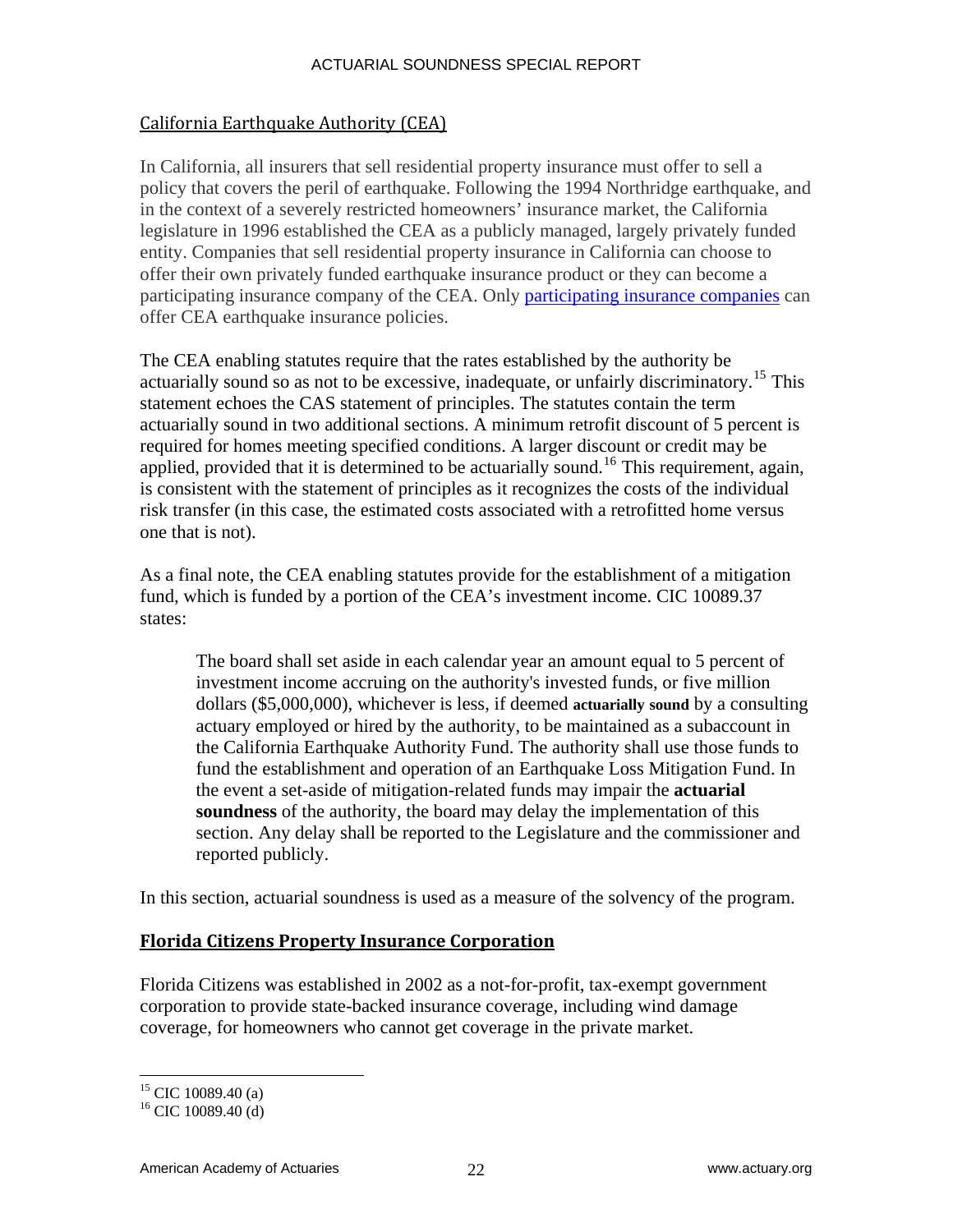## California Earthquake Authority (CEA)

In California, all insurers that sell residential property insurance must offer to sell a policy that covers the peril of earthquake. Following the 1994 Northridge earthquake, and in the context of a severely restricted homeowners' insurance market, the California legislature in 1996 established the CEA as a publicly managed, largely privately funded entity. Companies that sell residential property insurance in California can choose to offer their own privately funded earthquake insurance product or they can become a participating insurance company of the CEA. Only participating insurance companies can offer CEA earthquake insurance policies.

The CEA enabling statutes require that the rates established by the authority be actuarially sound so as not to be excessive, inadequate, or unfairly discriminatory.[15] This statement echoes the CAS statement of principles. The statutes contain the term actuarially sound in two additional sections. A minimum retrofit discount of 5 percent is required for homes meeting specified conditions. A larger discount or credit may be applied, provided that it is determined to be actuarially sound.[16] This requirement, again, is consistent with the statement of principles as it recognizes the costs of the individual risk transfer (in this case, the estimated costs associated with a retrofitted home versus one that is not).

As a final note, the CEA enabling statutes provide for the establishment of a mitigation fund, which is funded by a portion of the CEA's investment income. CIC 10089.37 states:

> The board shall set aside in each calendar year an amount equal to 5 percent of investment income accruing on the authority's invested funds, or five million dollars ($5,000,000), whichever is less, if deemed **actuarially sound** by a consulting actuary employed or hired by the authority, to be maintained as a subaccount in the California Earthquake Authority Fund. The authority shall use those funds to fund the establishment and operation of an Earthquake Loss Mitigation Fund. In the event a set-aside of mitigation-related funds may impair the **actuarial soundness** of the authority, the board may delay the implementation of this section. Any delay shall be reported to the Legislature and the commissioner and reported publicly.

In this section, actuarial soundness is used as a measure of the solvency of the program.

## Florida Citizens Property Insurance Corporation

Florida Citizens was established in 2002 as a not-for-profit, tax-exempt government corporation to provide state-backed insurance coverage, including wind damage coverage, for homeowners who cannot get coverage in the private market.

---

[15] CIC 10089.40 (a)

[16] CIC 10089.40 (d)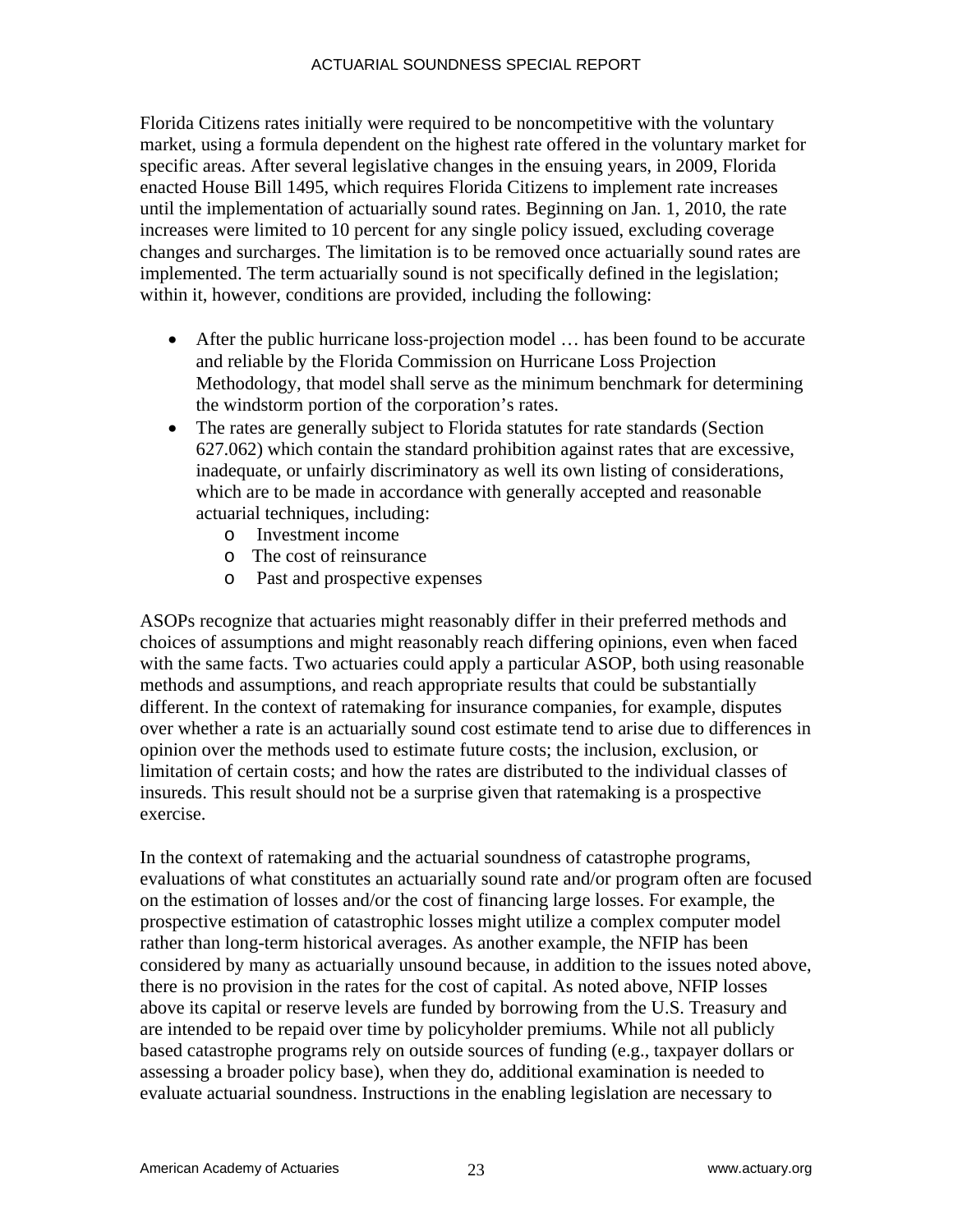Florida Citizens rates initially were required to be noncompetitive with the voluntary market, using a formula dependent on the highest rate offered in the voluntary market for specific areas. After several legislative changes in the ensuing years, in 2009, Florida enacted House Bill 1495, which requires Florida Citizens to implement rate increases until the implementation of actuarially sound rates. Beginning on Jan. 1, 2010, the rate increases were limited to 10 percent for any single policy issued, excluding coverage changes and surcharges. The limitation is to be removed once actuarially sound rates are implemented. The term actuarially sound is not specifically defined in the legislation; within it, however, conditions are provided, including the following:

- After the public hurricane loss-projection model … has been found to be accurate and reliable by the Florida Commission on Hurricane Loss Projection Methodology, that model shall serve as the minimum benchmark for determining the windstorm portion of the corporation's rates.
- The rates are generally subject to Florida statutes for rate standards (Section 627.062) which contain the standard prohibition against rates that are excessive, inadequate, or unfairly discriminatory as well its own listing of considerations, which are to be made in accordance with generally accepted and reasonable actuarial techniques, including:
  - Investment income
  - The cost of reinsurance
  - Past and prospective expenses

ASOPs recognize that actuaries might reasonably differ in their preferred methods and choices of assumptions and might reasonably reach differing opinions, even when faced with the same facts. Two actuaries could apply a particular ASOP, both using reasonable methods and assumptions, and reach appropriate results that could be substantially different. In the context of ratemaking for insurance companies, for example, disputes over whether a rate is an actuarially sound cost estimate tend to arise due to differences in opinion over the methods used to estimate future costs; the inclusion, exclusion, or limitation of certain costs; and how the rates are distributed to the individual classes of insureds. This result should not be a surprise given that ratemaking is a prospective exercise.

In the context of ratemaking and the actuarial soundness of catastrophe programs, evaluations of what constitutes an actuarially sound rate and/or program often are focused on the estimation of losses and/or the cost of financing large losses. For example, the prospective estimation of catastrophic losses might utilize a complex computer model rather than long-term historical averages. As another example, the NFIP has been considered by many as actuarially unsound because, in addition to the issues noted above, there is no provision in the rates for the cost of capital. As noted above, NFIP losses above its capital or reserve levels are funded by borrowing from the U.S. Treasury and are intended to be repaid over time by policyholder premiums. While not all publicly based catastrophe programs rely on outside sources of funding (e.g., taxpayer dollars or assessing a broader policy base), when they do, additional examination is needed to evaluate actuarial soundness. Instructions in the enabling legislation are necessary to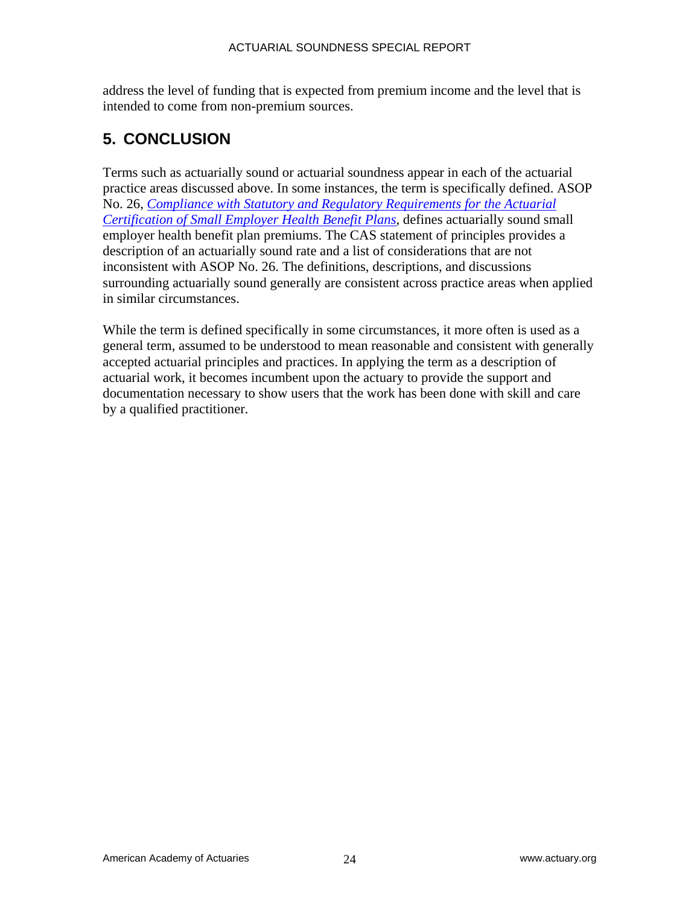address the level of funding that is expected from premium income and the level that is intended to come from non-premium sources.

## 5. CONCLUSION

Terms such as actuarially sound or actuarial soundness appear in each of the actuarial practice areas discussed above. In some instances, the term is specifically defined. ASOP No. 26, *Compliance with Statutory and Regulatory Requirements for the Actuarial Certification of Small Employer Health Benefit Plans*, defines actuarially sound small employer health benefit plan premiums. The CAS statement of principles provides a description of an actuarially sound rate and a list of considerations that are not inconsistent with ASOP No. 26. The definitions, descriptions, and discussions surrounding actuarially sound generally are consistent across practice areas when applied in similar circumstances.

While the term is defined specifically in some circumstances, it more often is used as a general term, assumed to be understood to mean reasonable and consistent with generally accepted actuarial principles and practices. In applying the term as a description of actuarial work, it becomes incumbent upon the actuary to provide the support and documentation necessary to show users that the work has been done with skill and care by a qualified practitioner.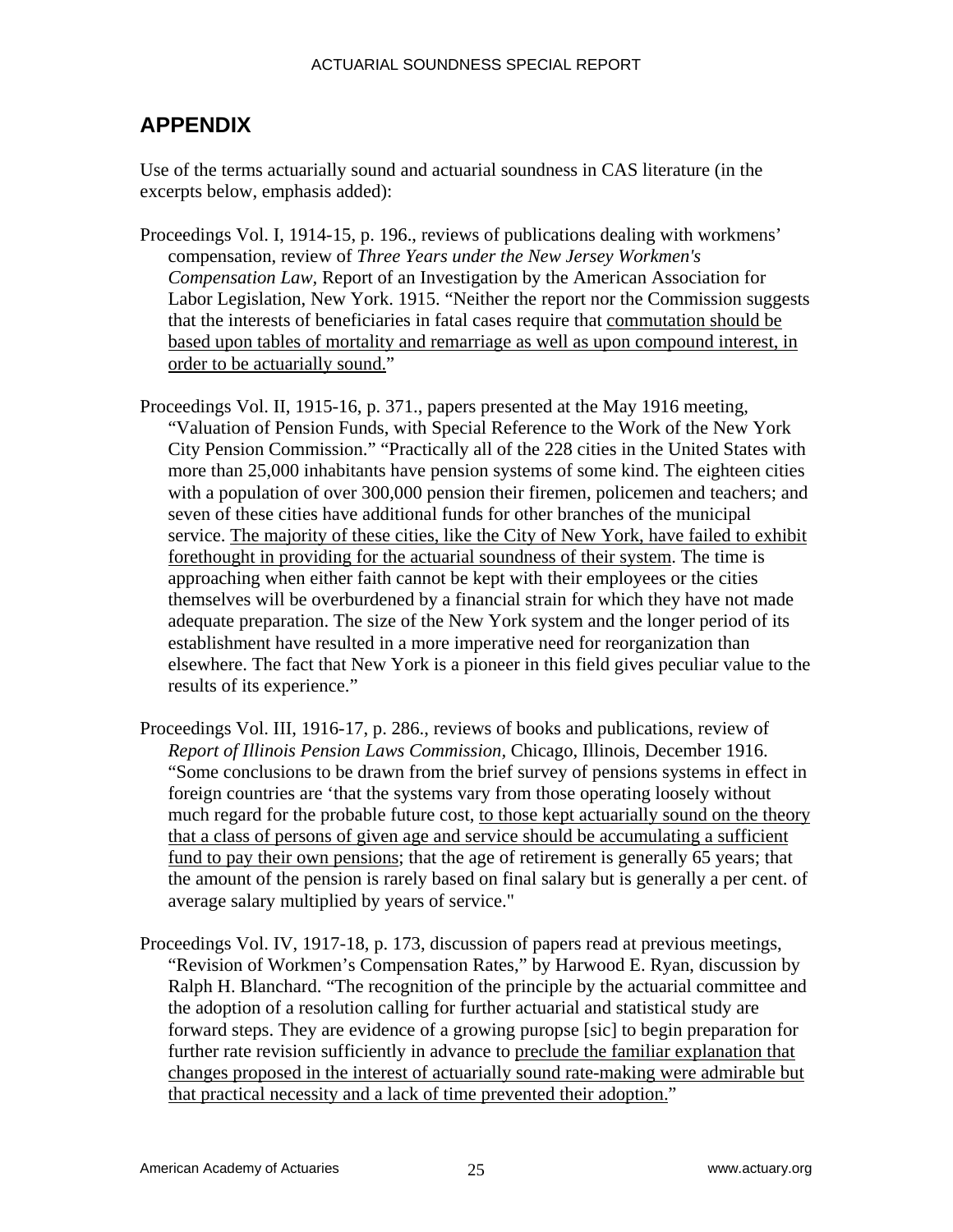## APPENDIX

Use of the terms actuarially sound and actuarial soundness in CAS literature (in the excerpts below, emphasis added):

Proceedings Vol. I, 1914-15, p. 196., reviews of publications dealing with workmens' compensation, review of *Three Years under the New Jersey Workmen's Compensation Law,* Report of an Investigation by the American Association for Labor Legislation, New York. 1915. "Neither the report nor the Commission suggests that the interests of beneficiaries in fatal cases require that <u>commutation should be based upon tables of mortality and remarriage as well as upon compound interest, in order to be actuarially sound.</u>"

Proceedings Vol. II, 1915-16, p. 371., papers presented at the May 1916 meeting, "Valuation of Pension Funds, with Special Reference to the Work of the New York City Pension Commission." "Practically all of the 228 cities in the United States with more than 25,000 inhabitants have pension systems of some kind. The eighteen cities with a population of over 300,000 pension their firemen, policemen and teachers; and seven of these cities have additional funds for other branches of the municipal service. <u>The majority of these cities, like the City of New York, have failed to exhibit forethought in providing for the actuarial soundness of their system</u>. The time is approaching when either faith cannot be kept with their employees or the cities themselves will be overburdened by a financial strain for which they have not made adequate preparation. The size of the New York system and the longer period of its establishment have resulted in a more imperative need for reorganization than elsewhere. The fact that New York is a pioneer in this field gives peculiar value to the results of its experience."

Proceedings Vol. III, 1916-17, p. 286., reviews of books and publications, review of *Report of Illinois Pension Laws Commission,* Chicago, Illinois, December 1916. "Some conclusions to be drawn from the brief survey of pensions systems in effect in foreign countries are 'that the systems vary from those operating loosely without much regard for the probable future cost, <u>to those kept actuarially sound on the theory that a class of persons of given age and service should be accumulating a sufficient fund to pay their own pensions</u>; that the age of retirement is generally 65 years; that the amount of the pension is rarely based on final salary but is generally a per cent. of average salary multiplied by years of service."

Proceedings Vol. IV, 1917-18, p. 173, discussion of papers read at previous meetings, "Revision of Workmen's Compensation Rates," by Harwood E. Ryan, discussion by Ralph H. Blanchard. "The recognition of the principle by the actuarial committee and the adoption of a resolution calling for further actuarial and statistical study are forward steps. They are evidence of a growing puropse [sic] to begin preparation for further rate revision sufficiently in advance to <u>preclude the familiar explanation that changes proposed in the interest of actuarially sound rate-making were admirable but that practical necessity and a lack of time prevented their adoption.</u>"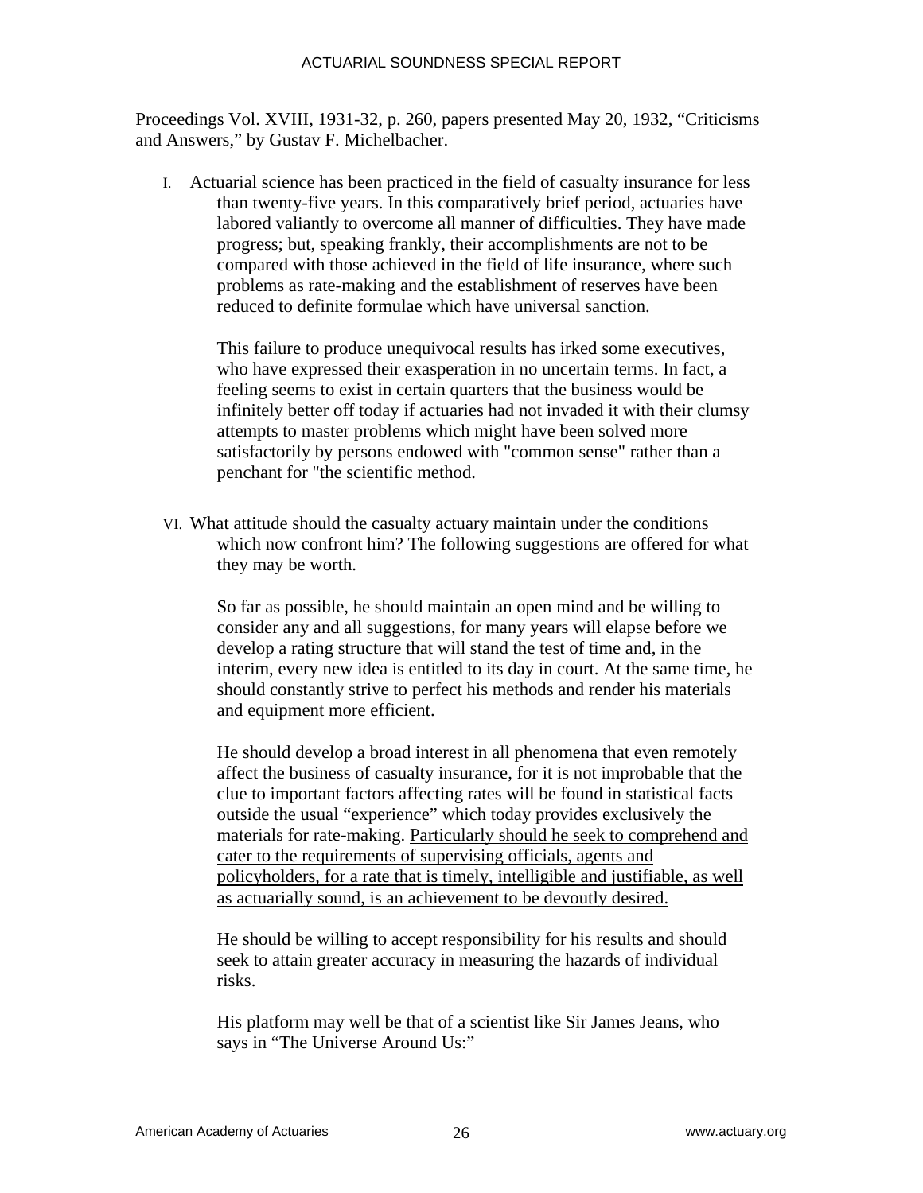Proceedings Vol. XVIII, 1931-32, p. 260, papers presented May 20, 1932, "Criticisms and Answers," by Gustav F. Michelbacher.

I. Actuarial science has been practiced in the field of casualty insurance for less than twenty-five years. In this comparatively brief period, actuaries have labored valiantly to overcome all manner of difficulties. They have made progress; but, speaking frankly, their accomplishments are not to be compared with those achieved in the field of life insurance, where such problems as rate-making and the establishment of reserves have been reduced to definite formulae which have universal sanction.

   This failure to produce unequivocal results has irked some executives, who have expressed their exasperation in no uncertain terms. In fact, a feeling seems to exist in certain quarters that the business would be infinitely better off today if actuaries had not invaded it with their clumsy attempts to master problems which might have been solved more satisfactorily by persons endowed with "common sense" rather than a penchant for "the scientific method.

VI. What attitude should the casualty actuary maintain under the conditions which now confront him? The following suggestions are offered for what they may be worth.

   So far as possible, he should maintain an open mind and be willing to consider any and all suggestions, for many years will elapse before we develop a rating structure that will stand the test of time and, in the interim, every new idea is entitled to its day in court. At the same time, he should constantly strive to perfect his methods and render his materials and equipment more efficient.

   He should develop a broad interest in all phenomena that even remotely affect the business of casualty insurance, for it is not improbable that the clue to important factors affecting rates will be found in statistical facts outside the usual "experience" which today provides exclusively the materials for rate-making. <u>Particularly should he seek to comprehend and cater to the requirements of supervising officials, agents and policyholders, for a rate that is timely, intelligible and justifiable, as well as actuarially sound, is an achievement to be devoutly desired.</u>

   He should be willing to accept responsibility for his results and should seek to attain greater accuracy in measuring the hazards of individual risks.

   His platform may well be that of a scientist like Sir James Jeans, who says in "The Universe Around Us:"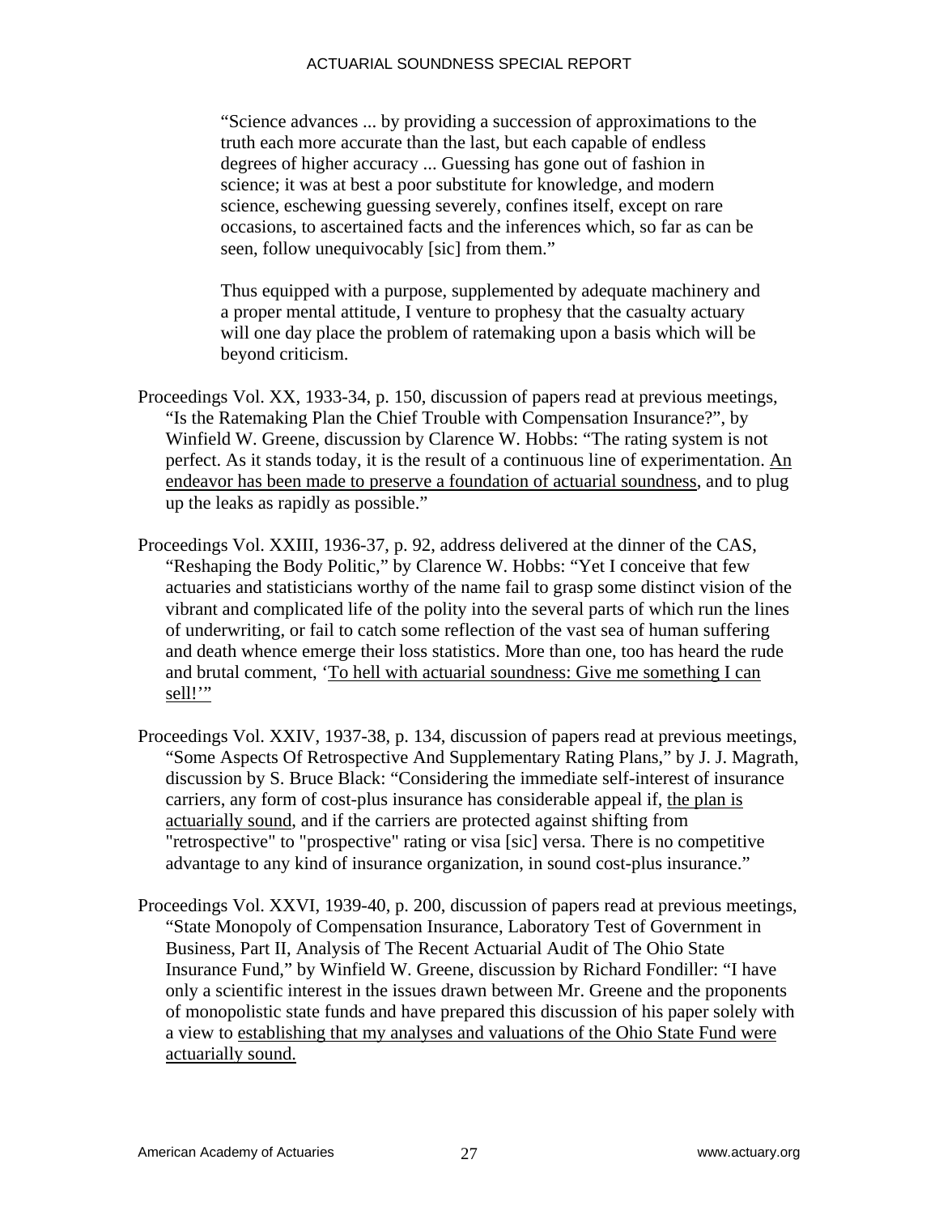> "Science advances ... by providing a succession of approximations to the truth each more accurate than the last, but each capable of endless degrees of higher accuracy ... Guessing has gone out of fashion in science; it was at best a poor substitute for knowledge, and modern science, eschewing guessing severely, confines itself, except on rare occasions, to ascertained facts and the inferences which, so far as can be seen, follow unequivocably [sic] from them."
>
> Thus equipped with a purpose, supplemented by adequate machinery and a proper mental attitude, I venture to prophesy that the casualty actuary will one day place the problem of ratemaking upon a basis which will be beyond criticism.

Proceedings Vol. XX, 1933-34, p. 150, discussion of papers read at previous meetings, "Is the Ratemaking Plan the Chief Trouble with Compensation Insurance?", by Winfield W. Greene, discussion by Clarence W. Hobbs: "The rating system is not perfect. As it stands today, it is the result of a continuous line of experimentation. <u>An endeavor has been made to preserve a foundation of actuarial soundness</u>, and to plug up the leaks as rapidly as possible."

Proceedings Vol. XXIII, 1936-37, p. 92, address delivered at the dinner of the CAS, "Reshaping the Body Politic," by Clarence W. Hobbs: "Yet I conceive that few actuaries and statisticians worthy of the name fail to grasp some distinct vision of the vibrant and complicated life of the polity into the several parts of which run the lines of underwriting, or fail to catch some reflection of the vast sea of human suffering and death whence emerge their loss statistics. More than one, too has heard the rude and brutal comment, '<u>To hell with actuarial soundness: Give me something I can sell!</u>'"

Proceedings Vol. XXIV, 1937-38, p. 134, discussion of papers read at previous meetings, "Some Aspects Of Retrospective And Supplementary Rating Plans," by J. J. Magrath, discussion by S. Bruce Black: "Considering the immediate self-interest of insurance carriers, any form of cost-plus insurance has considerable appeal if, <u>the plan is actuarially sound</u>, and if the carriers are protected against shifting from "retrospective" to "prospective" rating or visa [sic] versa. There is no competitive advantage to any kind of insurance organization, in sound cost-plus insurance."

Proceedings Vol. XXVI, 1939-40, p. 200, discussion of papers read at previous meetings, "State Monopoly of Compensation Insurance, Laboratory Test of Government in Business, Part II, Analysis of The Recent Actuarial Audit of The Ohio State Insurance Fund," by Winfield W. Greene, discussion by Richard Fondiller: "I have only a scientific interest in the issues drawn between Mr. Greene and the proponents of monopolistic state funds and have prepared this discussion of his paper solely with a view to <u>establishing that my analyses and valuations of the Ohio State Fund were actuarially sound.</u>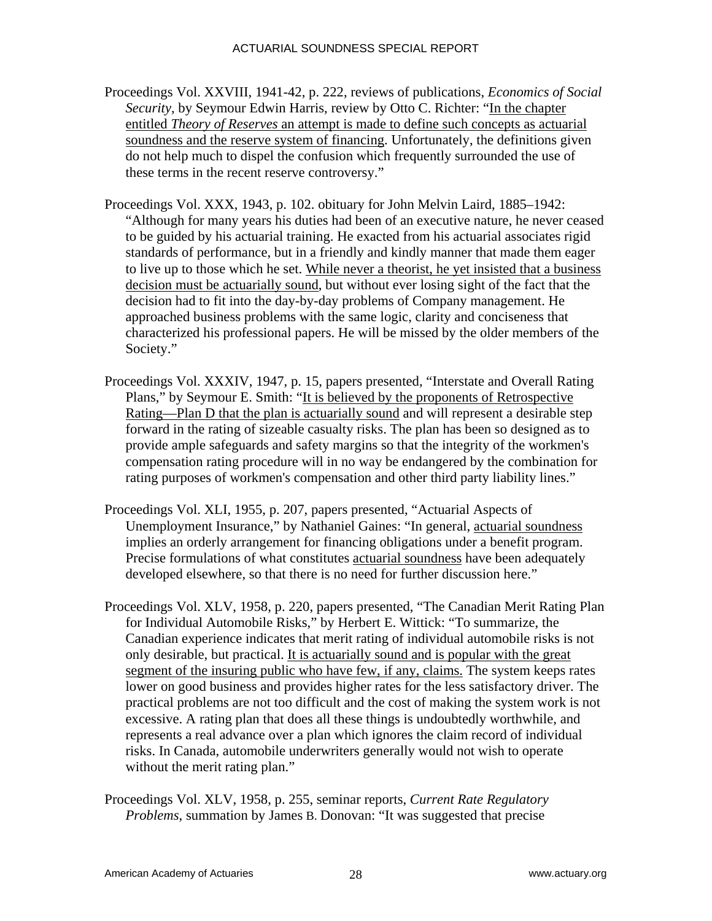Proceedings Vol. XXVIII, 1941-42, p. 222, reviews of publications, *Economics of Social Security*, by Seymour Edwin Harris, review by Otto C. Richter: "In the chapter entitled *Theory of Reserves* an attempt is made to define such concepts as actuarial soundness and the reserve system of financing. Unfortunately, the definitions given do not help much to dispel the confusion which frequently surrounded the use of these terms in the recent reserve controversy."

Proceedings Vol. XXX, 1943, p. 102. obituary for John Melvin Laird, 1885–1942: "Although for many years his duties had been of an executive nature, he never ceased to be guided by his actuarial training. He exacted from his actuarial associates rigid standards of performance, but in a friendly and kindly manner that made them eager to live up to those which he set. While never a theorist, he yet insisted that a business decision must be actuarially sound, but without ever losing sight of the fact that the decision had to fit into the day-by-day problems of Company management. He approached business problems with the same logic, clarity and conciseness that characterized his professional papers. He will be missed by the older members of the Society."

Proceedings Vol. XXXIV, 1947, p. 15, papers presented, "Interstate and Overall Rating Plans," by Seymour E. Smith: "It is believed by the proponents of Retrospective Rating—Plan D that the plan is actuarially sound and will represent a desirable step forward in the rating of sizeable casualty risks. The plan has been so designed as to provide ample safeguards and safety margins so that the integrity of the workmen's compensation rating procedure will in no way be endangered by the combination for rating purposes of workmen's compensation and other third party liability lines."

Proceedings Vol. XLI, 1955, p. 207, papers presented, "Actuarial Aspects of Unemployment Insurance," by Nathaniel Gaines: "In general, actuarial soundness implies an orderly arrangement for financing obligations under a benefit program. Precise formulations of what constitutes actuarial soundness have been adequately developed elsewhere, so that there is no need for further discussion here."

Proceedings Vol. XLV, 1958, p. 220, papers presented, "The Canadian Merit Rating Plan for Individual Automobile Risks," by Herbert E. Wittick: "To summarize, the Canadian experience indicates that merit rating of individual automobile risks is not only desirable, but practical. It is actuarially sound and is popular with the great segment of the insuring public who have few, if any, claims. The system keeps rates lower on good business and provides higher rates for the less satisfactory driver. The practical problems are not too difficult and the cost of making the system work is not excessive. A rating plan that does all these things is undoubtedly worthwhile, and represents a real advance over a plan which ignores the claim record of individual risks. In Canada, automobile underwriters generally would not wish to operate without the merit rating plan."

Proceedings Vol. XLV, 1958, p. 255, seminar reports, *Current Rate Regulatory Problems*, summation by James B. Donovan: "It was suggested that precise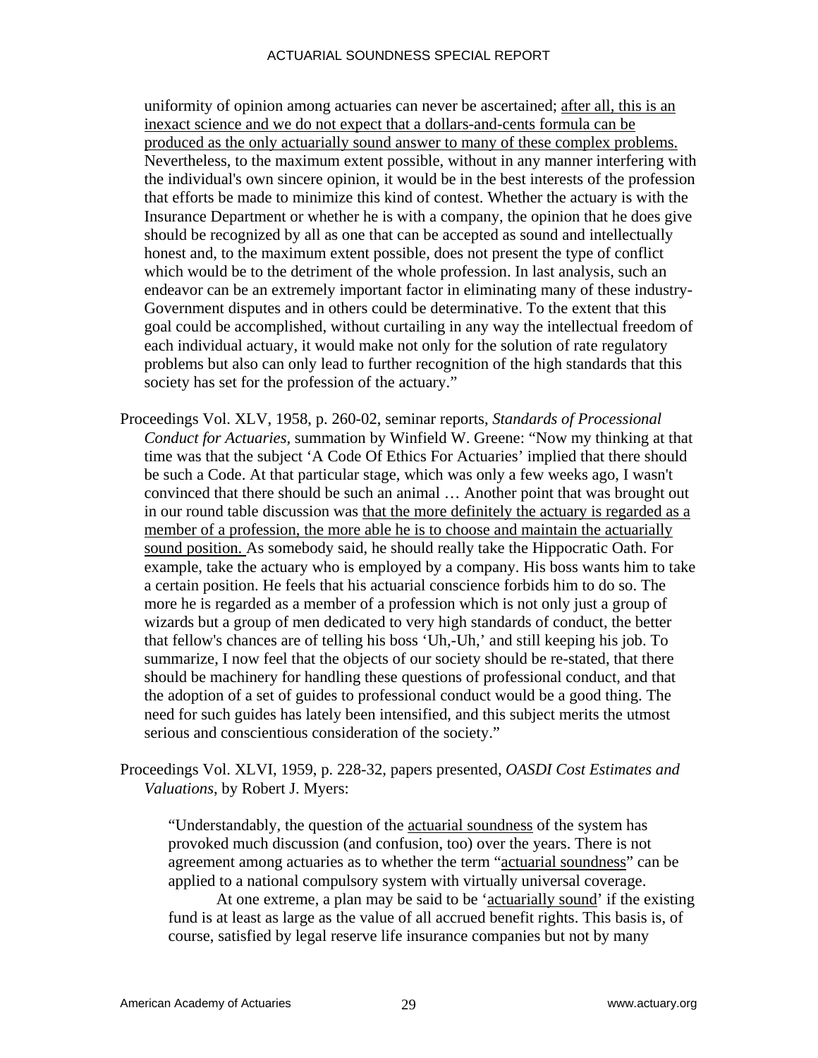uniformity of opinion among actuaries can never be ascertained; <u>after all, this is an inexact science and we do not expect that a dollars-and-cents formula can be produced as the only actuarially sound answer to many of these complex problems.</u> Nevertheless, to the maximum extent possible, without in any manner interfering with the individual's own sincere opinion, it would be in the best interests of the profession that efforts be made to minimize this kind of contest. Whether the actuary is with the Insurance Department or whether he is with a company, the opinion that he does give should be recognized by all as one that can be accepted as sound and intellectually honest and, to the maximum extent possible, does not present the type of conflict which would be to the detriment of the whole profession. In last analysis, such an endeavor can be an extremely important factor in eliminating many of these industry-Government disputes and in others could be determinative. To the extent that this goal could be accomplished, without curtailing in any way the intellectual freedom of each individual actuary, it would make not only for the solution of rate regulatory problems but also can only lead to further recognition of the high standards that this society has set for the profession of the actuary."

Proceedings Vol. XLV, 1958, p. 260-02, seminar reports, *Standards of Processional Conduct for Actuaries*, summation by Winfield W. Greene: "Now my thinking at that time was that the subject 'A Code Of Ethics For Actuaries' implied that there should be such a Code. At that particular stage, which was only a few weeks ago, I wasn't convinced that there should be such an animal … Another point that was brought out in our round table discussion was <u>that the more definitely the actuary is regarded as a member of a profession, the more able he is to choose and maintain the actuarially sound position.</u> As somebody said, he should really take the Hippocratic Oath. For example, take the actuary who is employed by a company. His boss wants him to take a certain position. He feels that his actuarial conscience forbids him to do so. The more he is regarded as a member of a profession which is not only just a group of wizards but a group of men dedicated to very high standards of conduct, the better that fellow's chances are of telling his boss 'Uh,-Uh,' and still keeping his job. To summarize, I now feel that the objects of our society should be re-stated, that there should be machinery for handling these questions of professional conduct, and that the adoption of a set of guides to professional conduct would be a good thing. The need for such guides has lately been intensified, and this subject merits the utmost serious and conscientious consideration of the society."

Proceedings Vol. XLVI, 1959, p. 228-32, papers presented, *OASDI Cost Estimates and Valuations*, by Robert J. Myers:

> "Understandably, the question of the <u>actuarial soundness</u> of the system has provoked much discussion (and confusion, too) over the years. There is not agreement among actuaries as to whether the term "<u>actuarial soundness</u>" can be applied to a national compulsory system with virtually universal coverage.
>
> At one extreme, a plan may be said to be '<u>actuarially sound</u>' if the existing fund is at least as large as the value of all accrued benefit rights. This basis is, of course, satisfied by legal reserve life insurance companies but not by many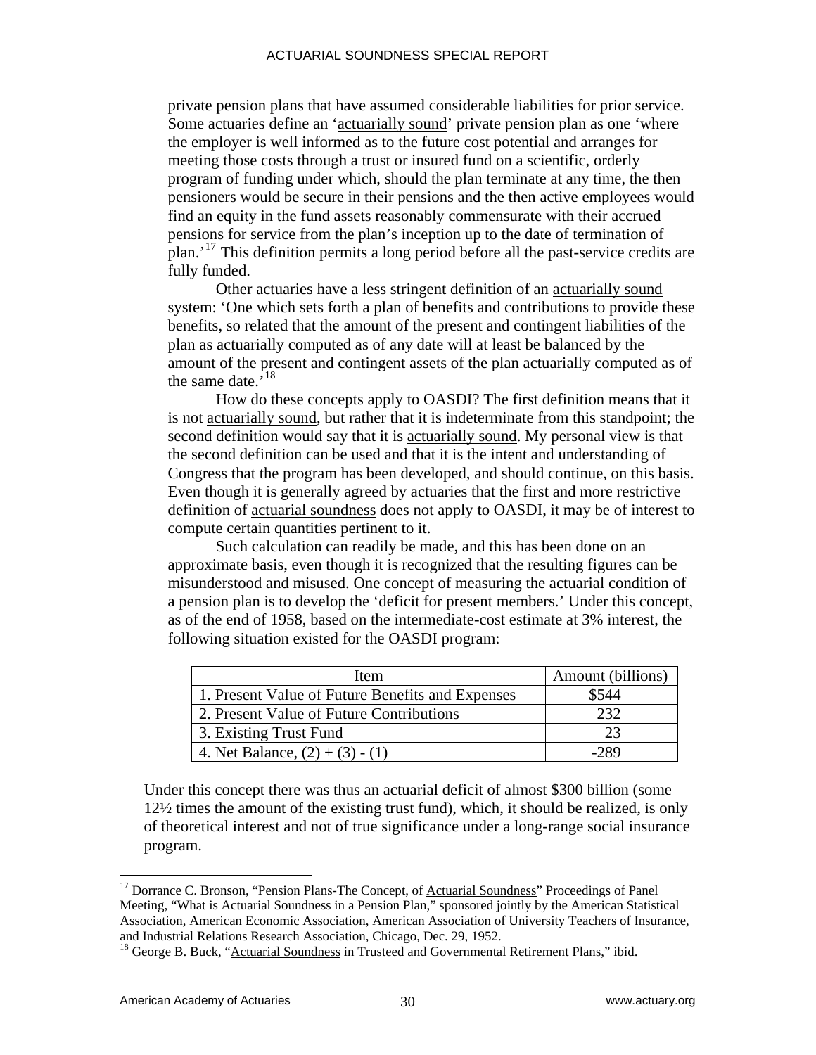private pension plans that have assumed considerable liabilities for prior service. Some actuaries define an '<u>actuarially sound</u>' private pension plan as one 'where the employer is well informed as to the future cost potential and arranges for meeting those costs through a trust or insured fund on a scientific, orderly program of funding under which, should the plan terminate at any time, the then pensioners would be secure in their pensions and the then active employees would find an equity in the fund assets reasonably commensurate with their accrued pensions for service from the plan's inception up to the date of termination of plan.'[17] This definition permits a long period before all the past-service credits are fully funded.

Other actuaries have a less stringent definition of an <u>actuarially sound</u> system: 'One which sets forth a plan of benefits and contributions to provide these benefits, so related that the amount of the present and contingent liabilities of the plan as actuarially computed as of any date will at least be balanced by the amount of the present and contingent assets of the plan actuarially computed as of the same date.'[18]

How do these concepts apply to OASDI? The first definition means that it is not <u>actuarially sound</u>, but rather that it is indeterminate from this standpoint; the second definition would say that it is <u>actuarially sound</u>. My personal view is that the second definition can be used and that it is the intent and understanding of Congress that the program has been developed, and should continue, on this basis. Even though it is generally agreed by actuaries that the first and more restrictive definition of <u>actuarial soundness</u> does not apply to OASDI, it may be of interest to compute certain quantities pertinent to it.

Such calculation can readily be made, and this has been done on an approximate basis, even though it is recognized that the resulting figures can be misunderstood and misused. One concept of measuring the actuarial condition of a pension plan is to develop the 'deficit for present members.' Under this concept, as of the end of 1958, based on the intermediate-cost estimate at 3% interest, the following situation existed for the OASDI program:

| Item | Amount (billions) |
|---|---|
| 1. Present Value of Future Benefits and Expenses | \$544 |
| 2. Present Value of Future Contributions | 232 |
| 3. Existing Trust Fund | 23 |
| 4. Net Balance, (2) + (3) - (1) | -289 |

Under this concept there was thus an actuarial deficit of almost \$300 billion (some 12½ times the amount of the existing trust fund), which, it should be realized, is only of theoretical interest and not of true significance under a long-range social insurance program.

---

[17] Dorrance C. Bronson, "Pension Plans-The Concept, of <u>Actuarial Soundness</u>" Proceedings of Panel Meeting, "What is <u>Actuarial Soundness</u> in a Pension Plan," sponsored jointly by the American Statistical Association, American Economic Association, American Association of University Teachers of Insurance, and Industrial Relations Research Association, Chicago, Dec. 29, 1952.

[18] George B. Buck, "<u>Actuarial Soundness</u> in Trusteed and Governmental Retirement Plans," ibid.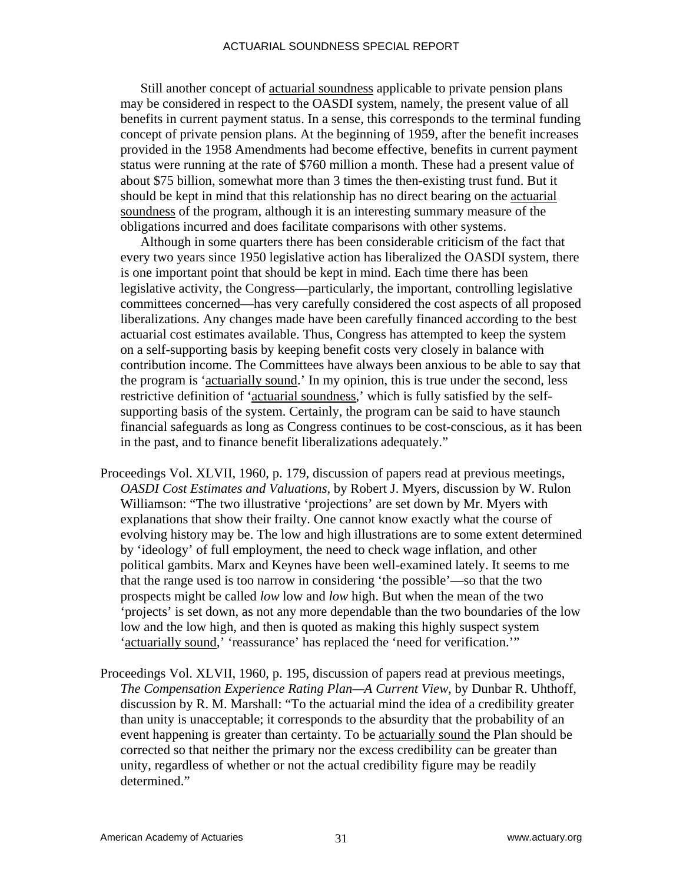Still another concept of actuarial soundness applicable to private pension plans may be considered in respect to the OASDI system, namely, the present value of all benefits in current payment status. In a sense, this corresponds to the terminal funding concept of private pension plans. At the beginning of 1959, after the benefit increases provided in the 1958 Amendments had become effective, benefits in current payment status were running at the rate of $760 million a month. These had a present value of about $75 billion, somewhat more than 3 times the then-existing trust fund. But it should be kept in mind that this relationship has no direct bearing on the actuarial soundness of the program, although it is an interesting summary measure of the obligations incurred and does facilitate comparisons with other systems.

Although in some quarters there has been considerable criticism of the fact that every two years since 1950 legislative action has liberalized the OASDI system, there is one important point that should be kept in mind. Each time there has been legislative activity, the Congress—particularly, the important, controlling legislative committees concerned—has very carefully considered the cost aspects of all proposed liberalizations. Any changes made have been carefully financed according to the best actuarial cost estimates available. Thus, Congress has attempted to keep the system on a self-supporting basis by keeping benefit costs very closely in balance with contribution income. The Committees have always been anxious to be able to say that the program is 'actuarially sound.' In my opinion, this is true under the second, less restrictive definition of 'actuarial soundness,' which is fully satisfied by the self-supporting basis of the system. Certainly, the program can be said to have staunch financial safeguards as long as Congress continues to be cost-conscious, as it has been in the past, and to finance benefit liberalizations adequately."

Proceedings Vol. XLVII, 1960, p. 179, discussion of papers read at previous meetings, *OASDI Cost Estimates and Valuations*, by Robert J. Myers, discussion by W. Rulon Williamson: "The two illustrative 'projections' are set down by Mr. Myers with explanations that show their frailty. One cannot know exactly what the course of evolving history may be. The low and high illustrations are to some extent determined by 'ideology' of full employment, the need to check wage inflation, and other political gambits. Marx and Keynes have been well-examined lately. It seems to me that the range used is too narrow in considering 'the possible'—so that the two prospects might be called *low* low and *low* high. But when the mean of the two 'projects' is set down, as not any more dependable than the two boundaries of the low low and the low high, and then is quoted as making this highly suspect system 'actuarially sound,' 'reassurance' has replaced the 'need for verification.'"

Proceedings Vol. XLVII, 1960, p. 195, discussion of papers read at previous meetings, *The Compensation Experience Rating Plan—A Current View*, by Dunbar R. Uhthoff, discussion by R. M. Marshall: "To the actuarial mind the idea of a credibility greater than unity is unacceptable; it corresponds to the absurdity that the probability of an event happening is greater than certainty. To be actuarially sound the Plan should be corrected so that neither the primary nor the excess credibility can be greater than unity, regardless of whether or not the actual credibility figure may be readily determined."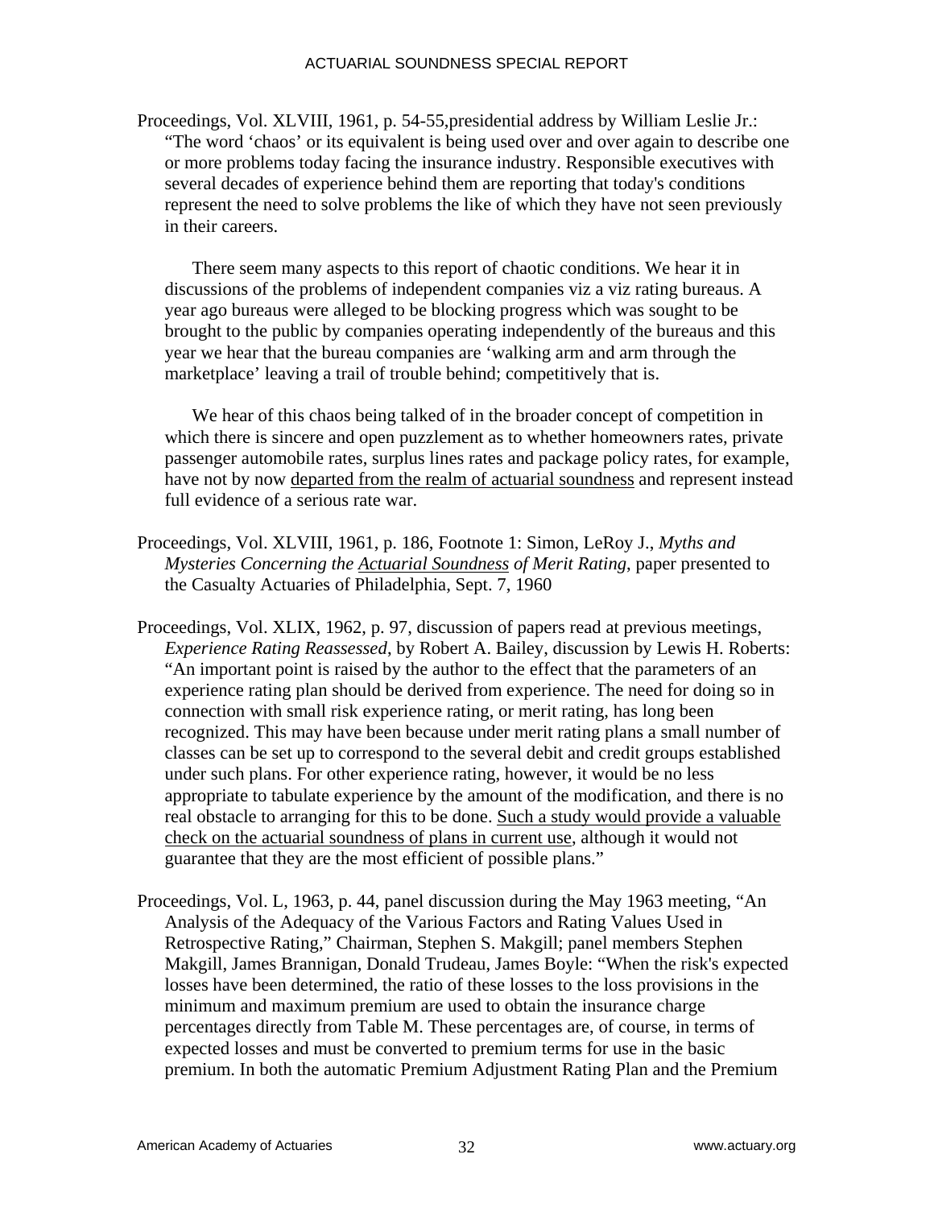Proceedings, Vol. XLVIII, 1961, p. 54-55,presidential address by William Leslie Jr.: "The word 'chaos' or its equivalent is being used over and over again to describe one or more problems today facing the insurance industry. Responsible executives with several decades of experience behind them are reporting that today's conditions represent the need to solve problems the like of which they have not seen previously in their careers.

There seem many aspects to this report of chaotic conditions. We hear it in discussions of the problems of independent companies viz a viz rating bureaus. A year ago bureaus were alleged to be blocking progress which was sought to be brought to the public by companies operating independently of the bureaus and this year we hear that the bureau companies are 'walking arm and arm through the marketplace' leaving a trail of trouble behind; competitively that is.

We hear of this chaos being talked of in the broader concept of competition in which there is sincere and open puzzlement as to whether homeowners rates, private passenger automobile rates, surplus lines rates and package policy rates, for example, have not by now <u>departed from the realm of actuarial soundness</u> and represent instead full evidence of a serious rate war.

Proceedings, Vol. XLVIII, 1961, p. 186, Footnote 1: Simon, LeRoy J., *Myths and Mysteries Concerning the <u>Actuarial Soundness</u> of Merit Rating*, paper presented to the Casualty Actuaries of Philadelphia, Sept. 7, 1960

Proceedings, Vol. XLIX, 1962, p. 97, discussion of papers read at previous meetings, *Experience Rating Reassessed*, by Robert A. Bailey, discussion by Lewis H. Roberts: "An important point is raised by the author to the effect that the parameters of an experience rating plan should be derived from experience. The need for doing so in connection with small risk experience rating, or merit rating, has long been recognized. This may have been because under merit rating plans a small number of classes can be set up to correspond to the several debit and credit groups established under such plans. For other experience rating, however, it would be no less appropriate to tabulate experience by the amount of the modification, and there is no real obstacle to arranging for this to be done. <u>Such a study would provide a valuable check on the actuarial soundness of plans in current use</u>, although it would not guarantee that they are the most efficient of possible plans."

Proceedings, Vol. L, 1963, p. 44, panel discussion during the May 1963 meeting, "An Analysis of the Adequacy of the Various Factors and Rating Values Used in Retrospective Rating," Chairman, Stephen S. Makgill; panel members Stephen Makgill, James Brannigan, Donald Trudeau, James Boyle: "When the risk's expected losses have been determined, the ratio of these losses to the loss provisions in the minimum and maximum premium are used to obtain the insurance charge percentages directly from Table M. These percentages are, of course, in terms of expected losses and must be converted to premium terms for use in the basic premium. In both the automatic Premium Adjustment Rating Plan and the Premium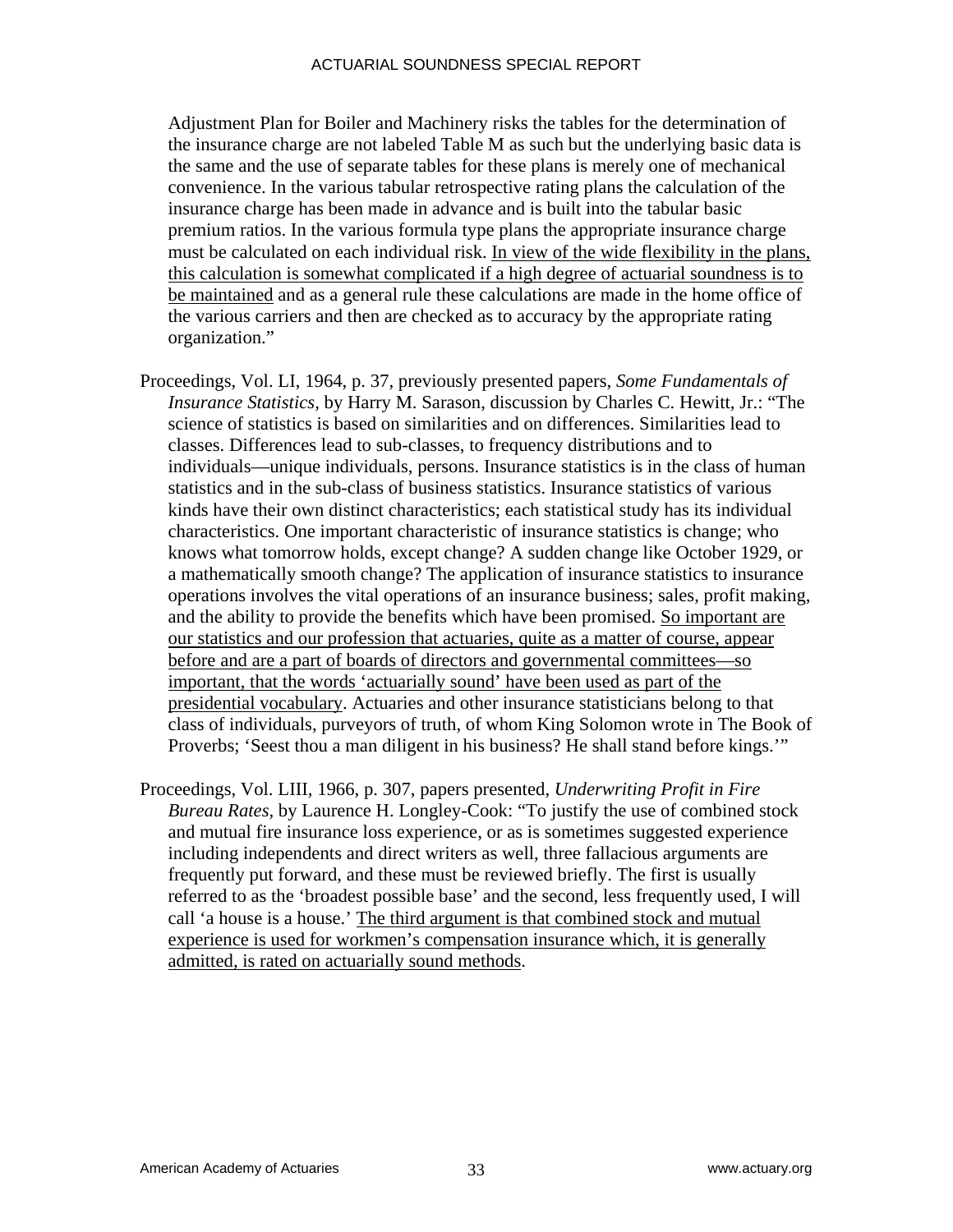Adjustment Plan for Boiler and Machinery risks the tables for the determination of the insurance charge are not labeled Table M as such but the underlying basic data is the same and the use of separate tables for these plans is merely one of mechanical convenience. In the various tabular retrospective rating plans the calculation of the insurance charge has been made in advance and is built into the tabular basic premium ratios. In the various formula type plans the appropriate insurance charge must be calculated on each individual risk. <u>In view of the wide flexibility in the plans, this calculation is somewhat complicated if a high degree of actuarial soundness is to be maintained</u> and as a general rule these calculations are made in the home office of the various carriers and then are checked as to accuracy by the appropriate rating organization."

Proceedings, Vol. LI, 1964, p. 37, previously presented papers, *Some Fundamentals of Insurance Statistics*, by Harry M. Sarason, discussion by Charles C. Hewitt, Jr.: "The science of statistics is based on similarities and on differences. Similarities lead to classes. Differences lead to sub-classes, to frequency distributions and to individuals—unique individuals, persons. Insurance statistics is in the class of human statistics and in the sub-class of business statistics. Insurance statistics of various kinds have their own distinct characteristics; each statistical study has its individual characteristics. One important characteristic of insurance statistics is change; who knows what tomorrow holds, except change? A sudden change like October 1929, or a mathematically smooth change? The application of insurance statistics to insurance operations involves the vital operations of an insurance business; sales, profit making, and the ability to provide the benefits which have been promised. <u>So important are our statistics and our profession that actuaries, quite as a matter of course, appear before and are a part of boards of directors and governmental committees—so important, that the words 'actuarially sound' have been used as part of the presidential vocabulary</u>. Actuaries and other insurance statisticians belong to that class of individuals, purveyors of truth, of whom King Solomon wrote in The Book of Proverbs; 'Seest thou a man diligent in his business? He shall stand before kings.'"

Proceedings, Vol. LIII, 1966, p. 307, papers presented, *Underwriting Profit in Fire Bureau Rates,* by Laurence H. Longley-Cook: "To justify the use of combined stock and mutual fire insurance loss experience, or as is sometimes suggested experience including independents and direct writers as well, three fallacious arguments are frequently put forward, and these must be reviewed briefly. The first is usually referred to as the 'broadest possible base' and the second, less frequently used, I will call 'a house is a house.' <u>The third argument is that combined stock and mutual experience is used for workmen's compensation insurance which, it is generally admitted, is rated on actuarially sound methods</u>.